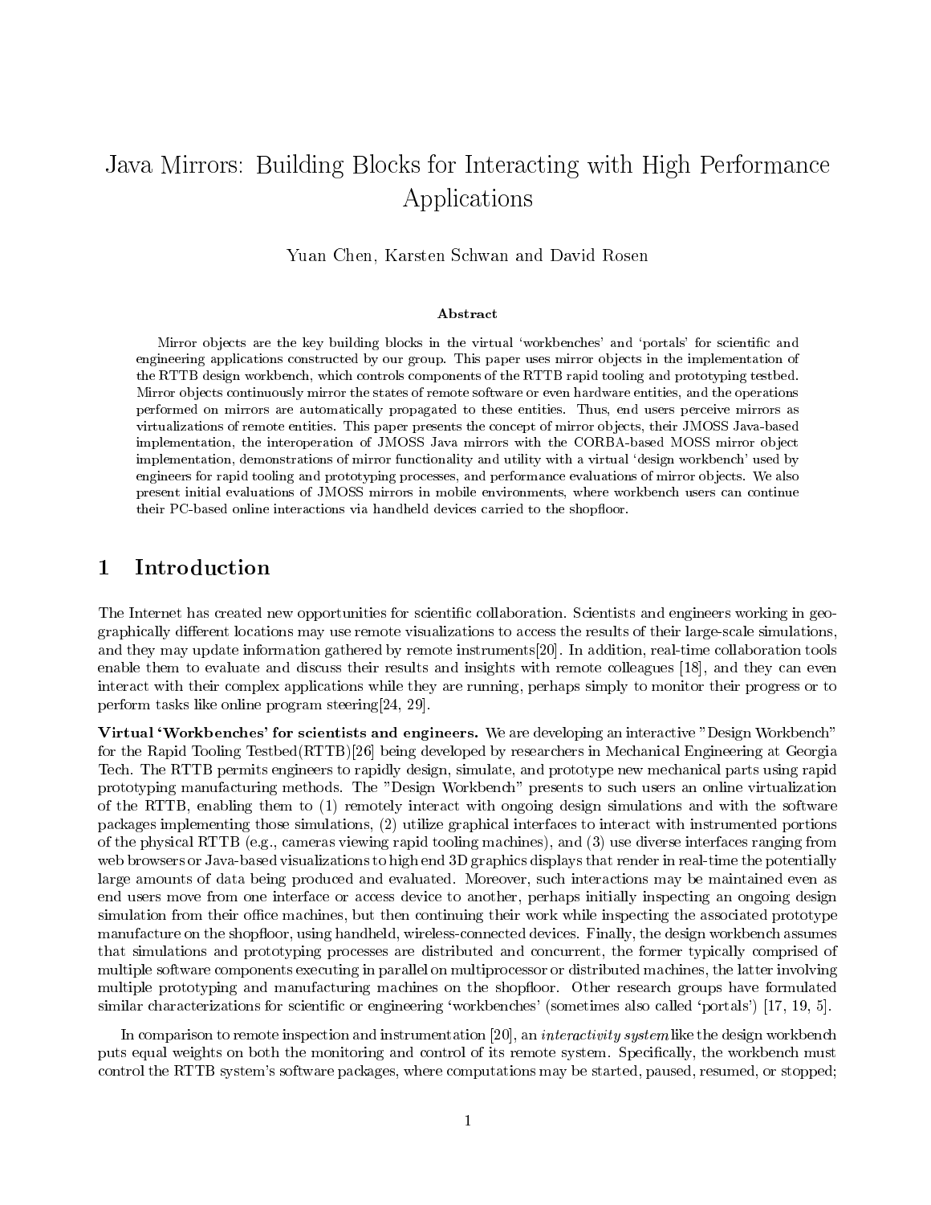# Java Mirrors: Building Blocks for Interacting with High Performance Applications

Yuan Chen, Karsten Schwan and David Rosen

### Abstract

Mirror objects are the key building blocks in the virtual 'workbenches' and 'portals' for scientific and engineering applications constructed by our group. This paper uses mirror objects in the implementation of the RTTB design workbench, which controls components of the RTTB rapid tooling and prototyping testbed. Mirror objects continuously mirror the states of remote software or even hardware entities, and the operations performed on mirrors are automatically propagated to these entities. Thus, end users perceive mirrors as virtualizations of remote entities. This paper presents the concept of mirror objects, their JMOSS Java-based implementation, the interoperation of JMOSS Java mirrors with the CORBA-based MOSS mirror object implementation, demonstrations of mirror functionality and utility with a virtual 'design workbench' used by engineers for rapid tooling and prototyping processes, and performance evaluations of mirror objects. We also present initial evaluations of JMOSS mirrors in mobile environments, where workbench users can continue their PC-based online interactions via handheld devices carried to the shopfloor.

## 1 Introduction

The Internet has created new opportunities for scientific collaboration. Scientists and engineers working in geographically different locations may use remote visualizations to access the results of their large-scale simulations, and they may update information gathered by remote instruments[20]. In addition, real-time collaboration tools enable them to evaluate and discuss their results and insights with remote colleagues [18], and they can even interact with their complex applications while they are running, perhaps simply to monitor their progress or to perform tasks like online program steering[24, 29].

**Virtual 'Workbenches' for scientists and engineers.** We are developing an interactive "Design Workbench" for the Rapid Tooling Testbed(RTTB)[26] being developed by researchers in Mechanical Engineering at Georgia Tech. The RTTB permits engineers to rapidly design, simulate, and prototype new mechanical parts using rapid prototyping manufacturing methods. The "Design Workbench" presents to such users an online virtualization of the RTTB, enabling them to (1) remotely interact with ongoing design simulations and with the software packages implementing those simulations, (2) utilize graphical interfaces to interact with instrumented portions of the physical RTTB (e.g., cameras viewing rapid tooling machines), and (3) use diverse interfaces ranging from web browsers or Java-based visualizations to high end 3D graphics displays that render in real-time the potentially large amounts of data being produced and evaluated. Moreover, such interactions may be maintained even as end users move from one interface or access device to another, perhaps initially inspecting an ongoing design simulation from their office machines, but then continuing their work while inspecting the associated prototype manufacture on the shopfloor, using handheld, wireless-connected devices. Finally, the design workbench assumes that simulations and prototyping processes are distributed and concurrent, the former typically comprised of multiple software components executing in parallel on multiprocessor or distributed machines, the latter involving multiple prototyping and manufacturing machines on the shopfloor. Other research groups have formulated similar characterizations for scientific or engineering 'workbenches' (sometimes also called 'portals') [17, 19, 5].

In comparison to remote inspection and instrumentation [20], an *interactivity system* like the design workbench puts equal weights on both the monitoring and control of its remote system. Specifically, the workbench must control the RTTB system's software packages, where computations may be started, paused, resumed, or stopped;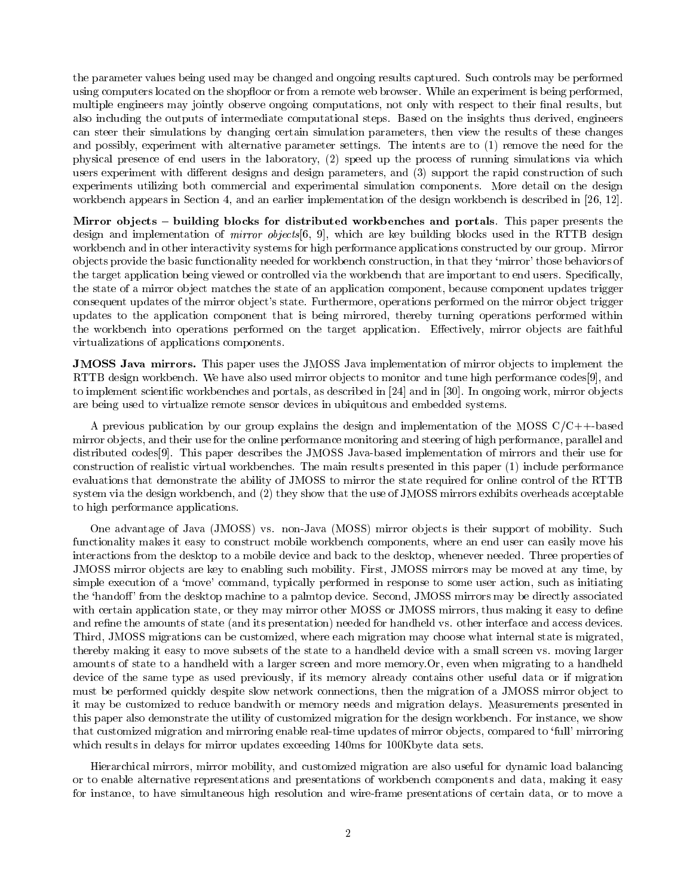the parameter values being used may be changed and ongoing results captured. Such controls may be performed using computers located on the shopfloor or from a remote web browser. While an experiment is being performed, multiple engineers may jointly observe ongoing computations, not only with respect to their final results, but also including the outputs of intermediate computational steps. Based on the insights thus derived, engineers can steer their simulations by changing certain simulation parameters, then view the results of these changes and possibly, experiment with alternative parameter settings. The intents are to (1) remove the need for the physical presence of end users in the laboratory, (2) speed up the process of running simulations via which users experiment with different designs and design parameters, and (3) support the rapid construction of such experiments utilizing both commercial and experimental simulation components. More detail on the design workbench appears in Section 4, and an earlier implementation of the design workbench is described in [26, 12].

**Mirror objects – building blocks for distributed workbenches and portals**. This paper presents the design and implementation of *mirror objects*[6, 9], which are key building blocks used in the RTTB design workbench and in other interactivity systems for high performance applications constructed by our group. Mirror objects provide the basic functionality needed for workbench construction, in that they 'mirror' those behaviors of the target application being viewed or controlled via the workbench that are important to end users. Specifically, the state of a mirror object matches the state of an application component, because component updates trigger consequent updates of the mirror object's state. Furthermore, operations performed on the mirror object trigger updates to the application component that is being mirrored, thereby turning operations performed within the workbench into operations performed on the target application. Effectively, mirror objects are faithful virtualizations of applications components.

**JMOSS Java mirrors.** This paper uses the JMOSS Java implementation of mirror objects to implement the RTTB design workbench. We have also used mirror objects to monitor and tune high performance codes[9], and to implement scientific workbenches and portals, as described in [24] and in [30]. In ongoing work, mirror objects are being used to virtualize remote sensor devices in ubiquitous and embedded systems.

A previous publication by our group explains the design and implementation of the MOSS C/C++-based mirror objects, and their use for the online performance monitoring and steering of high performance, parallel and distributed codes[9]. This paper describes the JMOSS Java-based implementation of mirrors and their use for construction of realistic virtual workbenches. The main results presented in this paper (1) include performance evaluations that demonstrate the ability of JMOSS to mirror the state required for online control of the RTTB system via the design workbench, and (2) they show that the use of JMOSS mirrors exhibits overheads acceptable to high performance applications.

One advantage of Java (JMOSS) vs. non-Java (MOSS) mirror objects is their support of mobility. Such functionality makes it easy to construct mobile workbench components, where an end user can easily move his interactions from the desktop to a mobile device and back to the desktop, whenever needed. Three properties of JMOSS mirror objects are key to enabling such mobility. First, JMOSS mirrors may be moved at any time, by simple execution of a 'move' command, typically performed in response to some user action, such as initiating the 'handoff' from the desktop machine to a palmtop device. Second, JMOSS mirrors may be directly associated with certain application state, or they may mirror other MOSS or JMOSS mirrors, thus making it easy to define and refine the amounts of state (and its presentation) needed for handheld vs. other interface and access devices. Third, JMOSS migrations can be customized, where each migration may choose what internal state is migrated, thereby making it easy to move subsets of the state to a handheld device with a small screen vs. moving larger amounts of state to a handheld with a larger screen and more memory.Or, even when migrating to a handheld device of the same type as used previously, if its memory already contains other useful data or if migration must be performed quickly despite slow network connections, then the migration of a JMOSS mirror object to it may be customized to reduce bandwith or memory needs and migration delays. Measurements presented in this paper also demonstrate the utility of customized migration for the design workbench. For instance, we show that customized migration and mirroring enable real-time updates of mirror objects, compared to 'full' mirroring which results in delays for mirror updates exceeding 140ms for 100Kbyte data sets.

Hierarchical mirrors, mirror mobility, and customized migration are also useful for dynamic load balancing or to enable alternative representations and presentations of workbench components and data, making it easy for instance, to have simultaneous high resolution and wire-frame presentations of certain data, or to move a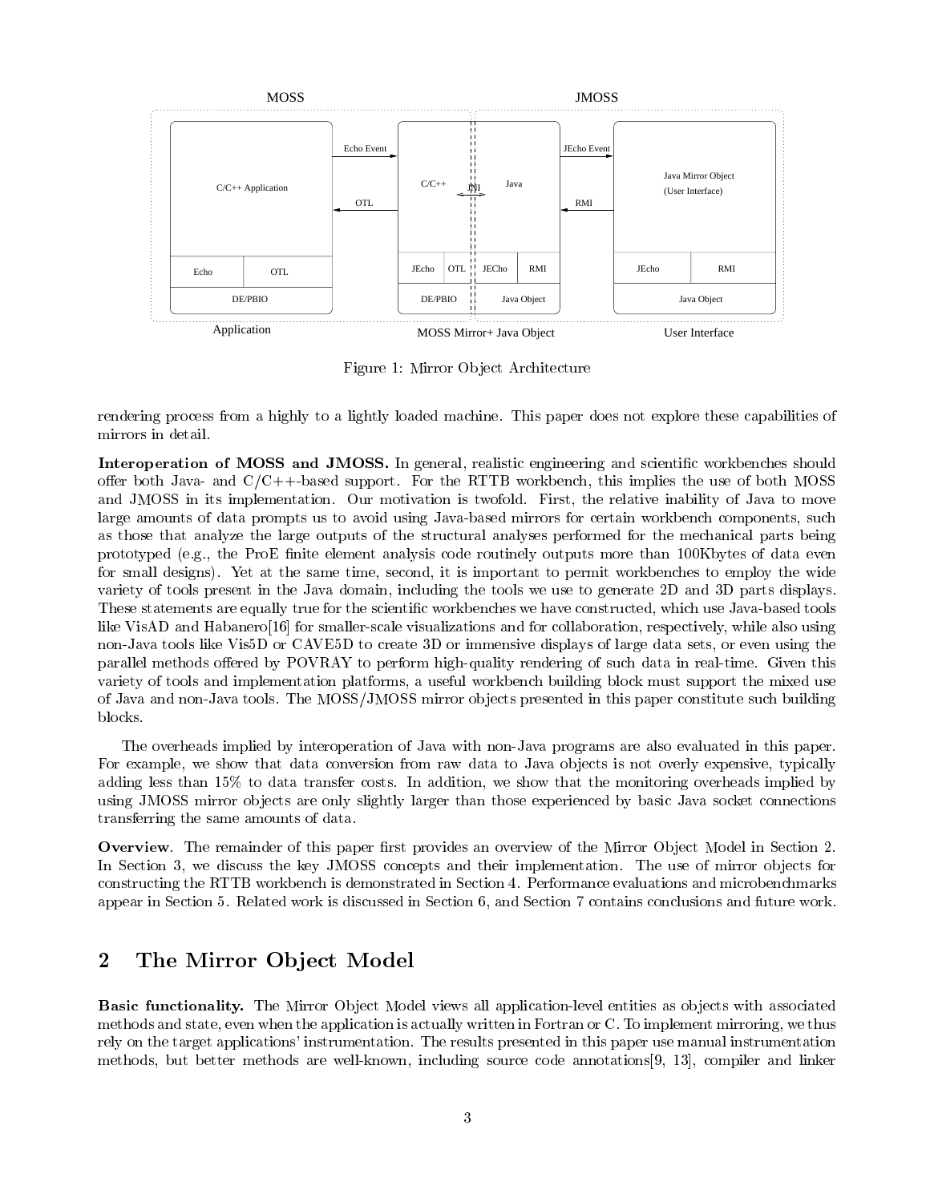Figure 1: Mirror Object Architecture

rendering process from a highly to a lightly loaded machine. This paper does not explore these capabilities of mirrors in detail.

**Interoperation of MOSS and JMOSS.** In general, realistic engineering and scientific workbenches should offer both Java- and C/C++-based support. For the RTTB workbench, this implies the use of both MOSS and JMOSS in its implementation. Our motivation is twofold. First, the relative inability of Java to move large amounts of data prompts us to avoid using Java-based mirrors for certain workbench components, such as those that analyze the large outputs of the structural analyses performed for the mechanical parts being prototyped (e.g., the ProE finite element analysis code routinely outputs more than 100Kbytes of data even for small designs). Yet at the same time, second, it is important to permit workbenches to employ the wide variety of tools present in the Java domain, including the tools we use to generate 2D and 3D parts displays. These statements are equally true for the scientific workbenches we have constructed, which use Java-based tools like VisAD and Habanero[16] for smaller-scale visualizations and for collaboration, respectively, while also using non-Java tools like Vis5D or CAVE5D to create 3D or immensive displays of large data sets, or even using the parallel methods offered by POVRAY to perform high-quality rendering of such data in real-time. Given this variety of tools and implementation platforms, a useful workbench building block must support the mixed use of Java and non-Java tools. The MOSS/JMOSS mirror objects presented in this paper constitute such building blocks.

The overheads implied by interoperation of Java with non-Java programs are also evaluated in this paper. For example, we show that data conversion from raw data to Java objects is not overly expensive, typically adding less than 15% to data transfer costs. In addition, we show that the monitoring overheads implied by using JMOSS mirror objects are only slightly larger than those experienced by basic Java socket connections transferring the same amounts of data.

**Overview**. The remainder of this paper first provides an overview of the Mirror Object Model in Section 2. In Section 3, we discuss the key JMOSS concepts and their implementation. The use of mirror objects for constructing the RTTB workbench is demonstrated in Section 4. Performance evaluations and microbenchmarks appear in Section 5. Related work is discussed in Section 6, and Section 7 contains conclusions and future work.

## 2 The Mirror Object Model

**Basic functionality.** The Mirror Object Model views all application-level entities as objects with associated methods and state, even when the application is actually written in Fortran or C. To implement mirroring, we thus rely on the target applications' instrumentation. The results presented in this paper use manual instrumentation methods, but better methods are well-known, including source code annotations[9, 13], compiler and linker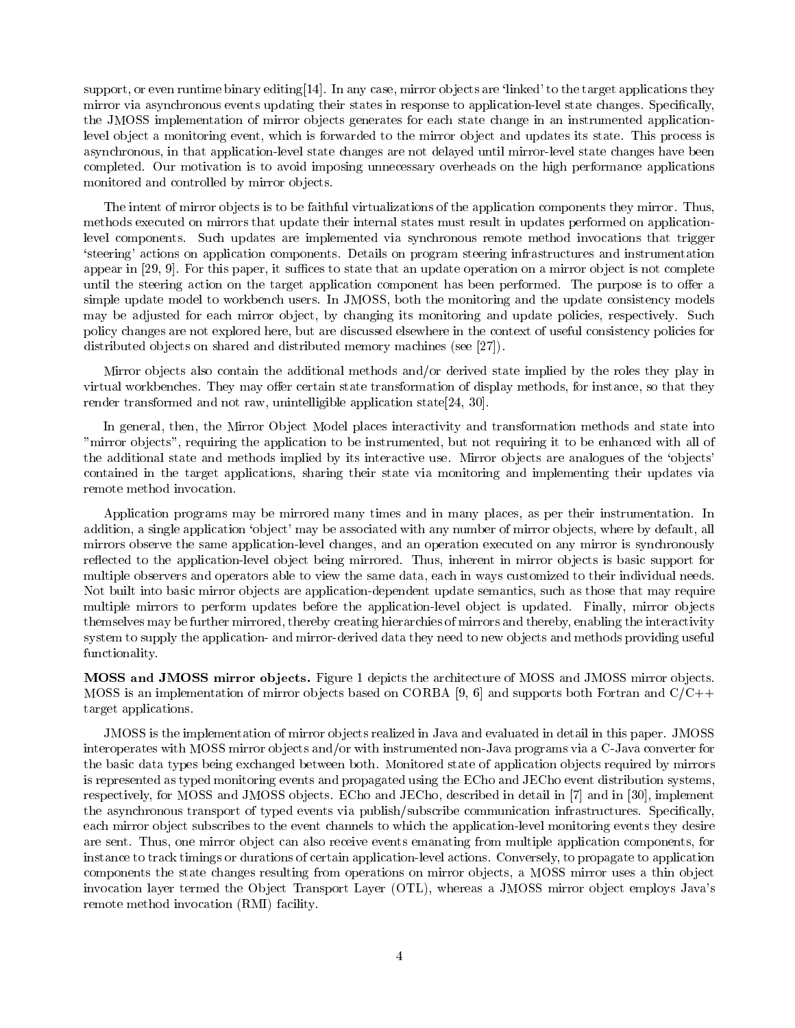support, or even runtime binary editing[14]. In any case, mirror objects are 'linked' to the target applications they mirror via asynchronous events updating their states in response to application-level state changes. Specifically, the JMOSS implementation of mirror objects generates for each state change in an instrumented application-level object a monitoring event, which is forwarded to the mirror object and updates its state. This process is asynchronous, in that application-level state changes are not delayed until mirror-level state changes have been completed. Our motivation is to avoid imposing unnecessary overheads on the high performance applications monitored and controlled by mirror objects.

The intent of mirror objects is to be faithful virtualizations of the application components they mirror. Thus, methods executed on mirrors that update their internal states must result in updates performed on application-level components. Such updates are implemented via synchronous remote method invocations that trigger 'steering' actions on application components. Details on program steering infrastructures and instrumentation appear in [29, 9]. For this paper, it suffices to state that an update operation on a mirror object is not complete until the steering action on the target application component has been performed. The purpose is to offer a simple update model to workbench users. In JMOSS, both the monitoring and the update consistency models may be adjusted for each mirror object, by changing its monitoring and update policies, respectively. Such policy changes are not explored here, but are discussed elsewhere in the context of useful consistency policies for distributed objects on shared and distributed memory machines (see [27]).

Mirror objects also contain the additional methods and/or derived state implied by the roles they play in virtual workbenches. They may offer certain state transformation of display methods, for instance, so that they render transformed and not raw, unintelligible application state[24, 30].

In general, then, the Mirror Object Model places interactivity and transformation methods and state into "mirror objects", requiring the application to be instrumented, but not requiring it to be enhanced with all of the additional state and methods implied by its interactive use. Mirror objects are analogues of the 'objects' contained in the target applications, sharing their state via monitoring and implementing their updates via remote method invocation.

Application programs may be mirrored many times and in many places, as per their instrumentation. In addition, a single application 'object' may be associated with any number of mirror objects, where by default, all mirrors observe the same application-level changes, and an operation executed on any mirror is synchronously reflected to the application-level object being mirrored. Thus, inherent in mirror objects is basic support for multiple observers and operators able to view the same data, each in ways customized to their individual needs. Not built into basic mirror objects are application-dependent update semantics, such as those that may require multiple mirrors to perform updates before the application-level object is updated. Finally, mirror objects themselves may be further mirrored, thereby creating hierarchies of mirrors and thereby, enabling the interactivity system to supply the application- and mirror-derived data they need to new objects and methods providing useful functionality.

**MOSS and JMOSS mirror objects.** Figure 1 depicts the architecture of MOSS and JMOSS mirror objects. MOSS is an implementation of mirror objects based on CORBA [9, 6] and supports both Fortran and C/C++ target applications.

JMOSS is the implementation of mirror objects realized in Java and evaluated in detail in this paper. JMOSS interoperates with MOSS mirror objects and/or with instrumented non-Java programs via a C-Java converter for the basic data types being exchanged between both. Monitored state of application objects required by mirrors is represented as typed monitoring events and propagated using the ECho and JECho event distribution systems, respectively, for MOSS and JMOSS objects. ECho and JECho, described in detail in [7] and in [30], implement the asynchronous transport of typed events via publish/subscribe communication infrastructures. Specifically, each mirror object subscribes to the event channels to which the application-level monitoring events they desire are sent. Thus, one mirror object can also receive events emanating from multiple application components, for instance to track timings or durations of certain application-level actions. Conversely, to propagate to application components the state changes resulting from operations on mirror objects, a MOSS mirror uses a thin object invocation layer termed the Object Transport Layer (OTL), whereas a JMOSS mirror object employs Java's remote method invocation (RMI) facility.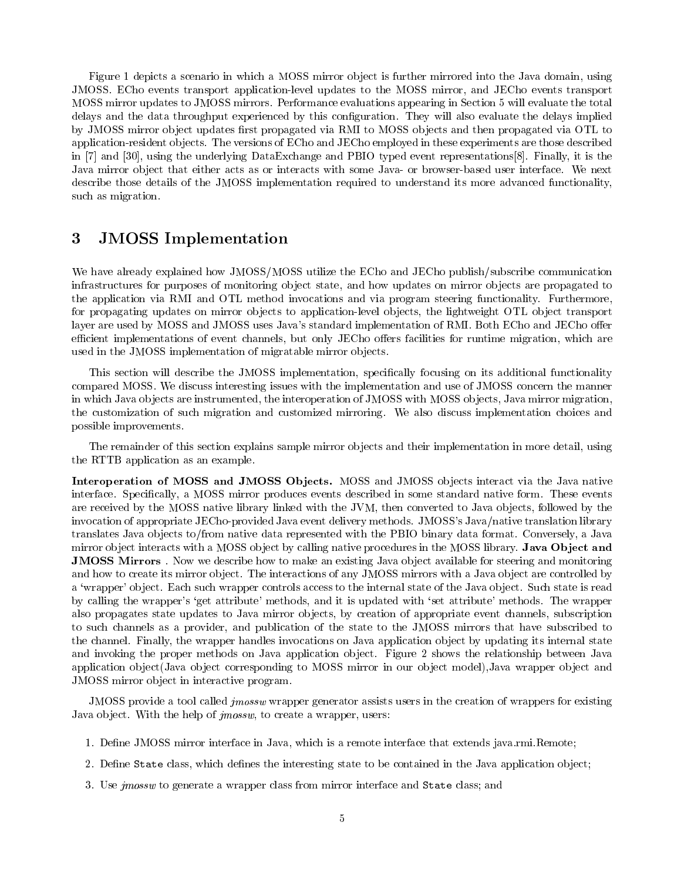Figure 1 depicts a scenario in which a MOSS mirror object is further mirrored into the Java domain, using JMOSS. ECho events transport application-level updates to the MOSS mirror, and JECho events transport MOSS mirror updates to JMOSS mirrors. Performance evaluations appearing in Section 5 will evaluate the total delays and the data throughput experienced by this configuration. They will also evaluate the delays implied by JMOSS mirror object updates first propagated via RMI to MOSS objects and then propagated via OTL to application-resident objects. The versions of ECho and JECho employed in these experiments are those described in [7] and [30], using the underlying DataExchange and PBIO typed event representations[8]. Finally, it is the Java mirror object that either acts as or interacts with some Java- or browser-based user interface. We next describe those details of the JMOSS implementation required to understand its more advanced functionality, such as migration.

# 3 JMOSS Implementation

We have already explained how JMOSS/MOSS utilize the ECho and JECho publish/subscribe communication infrastructures for purposes of monitoring object state, and how updates on mirror objects are propagated to the application via RMI and OTL method invocations and via program steering functionality. Furthermore, for propagating updates on mirror objects to application-level objects, the lightweight OTL object transport layer are used by MOSS and JMOSS uses Java's standard implementation of RMI. Both ECho and JECho offer efficient implementations of event channels, but only JECho offers facilities for runtime migration, which are used in the JMOSS implementation of migratable mirror objects.

This section will describe the JMOSS implementation, specifically focusing on its additional functionality compared MOSS. We discuss interesting issues with the implementation and use of JMOSS concern the manner in which Java objects are instrumented, the interoperation of JMOSS with MOSS objects, Java mirror migration, the customization of such migration and customized mirroring. We also discuss implementation choices and possible improvements.

The remainder of this section explains sample mirror objects and their implementation in more detail, using the RTTB application as an example.

**Interoperation of MOSS and JMOSS Objects.** MOSS and JMOSS objects interact via the Java native interface. Specifically, a MOSS mirror produces events described in some standard native form. These events are received by the MOSS native library linked with the JVM, then converted to Java objects, followed by the invocation of appropriate JECho-provided Java event delivery methods. JMOSS's Java/native translation library translates Java objects to/from native data represented with the PBIO binary data format. Conversely, a Java mirror object interacts with a MOSS object by calling native procedures in the MOSS library. **Java Object and JMOSS Mirrors** . Now we describe how to make an existing Java object available for steering and monitoring and how to create its mirror object. The interactions of any JMOSS mirrors with a Java object are controlled by a 'wrapper' object. Each such wrapper controls access to the internal state of the Java object. Such state is read by calling the wrapper's 'get attribute' methods, and it is updated with 'set attribute' methods. The wrapper also propagates state updates to Java mirror objects, by creation of appropriate event channels, subscription to such channels as a provider, and publication of the state to the JMOSS mirrors that have subscribed to the channel. Finally, the wrapper handles invocations on Java application object by updating its internal state and invoking the proper methods on Java application object. Figure 2 shows the relationship between Java application object(Java object corresponding to MOSS mirror in our object model),Java wrapper object and JMOSS mirror object in interactive program.

JMOSS provide a tool called *jmossw* wrapper generator assists users in the creation of wrappers for existing Java object. With the help of *jmossw*, to create a wrapper, users:

1. Define JMOSS mirror interface in Java, which is a remote interface that extends java.rmi.Remote;
2. Define `State` class, which defines the interesting state to be contained in the Java application object;
3. Use *jmossw* to generate a wrapper class from mirror interface and `State` class; and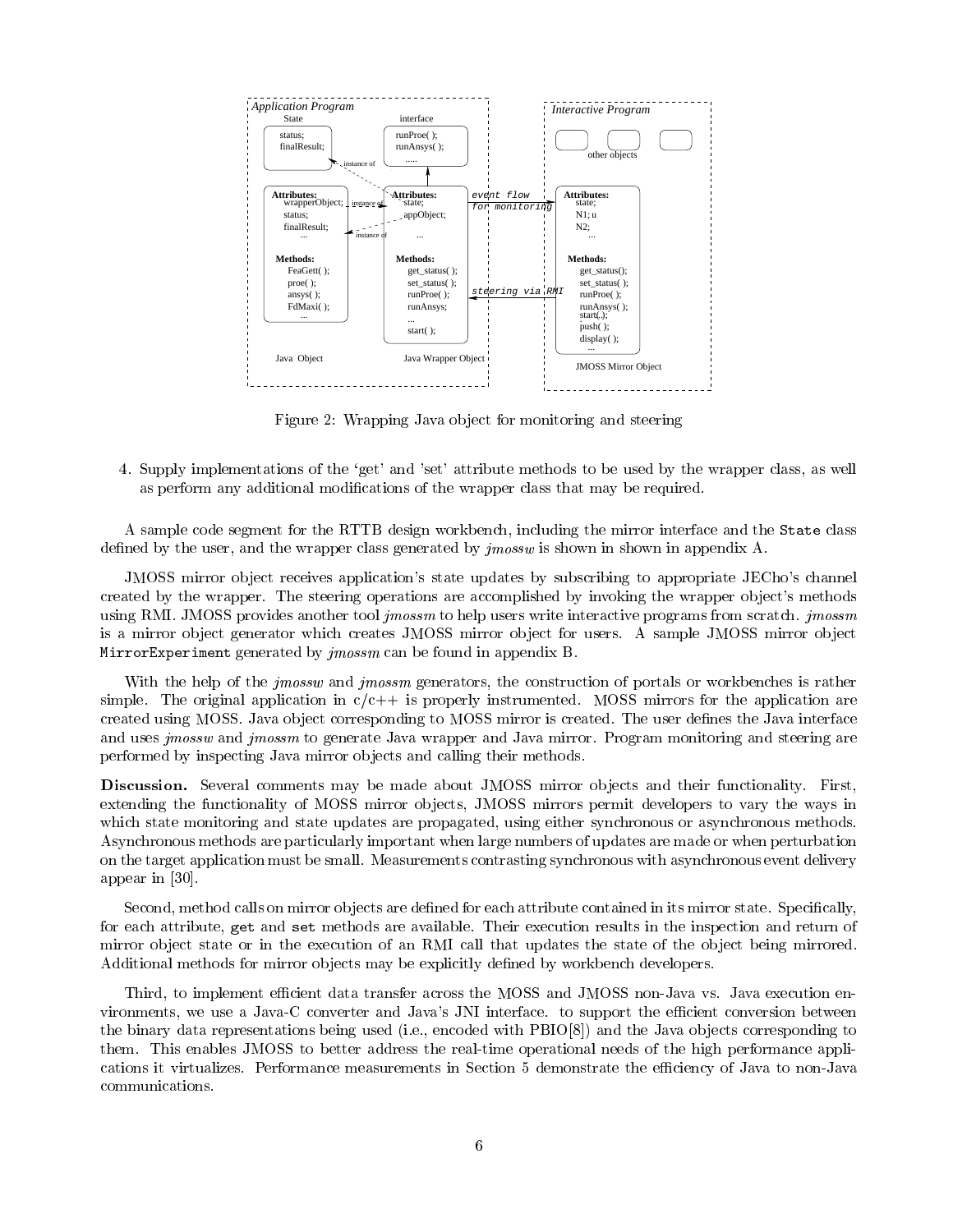Figure 2: Wrapping Java object for monitoring and steering

4. Supply implementations of the 'get' and 'set' attribute methods to be used by the wrapper class, as well as perform any additional modifications of the wrapper class that may be required.

A sample code segment for the RTTB design workbench, including the mirror interface and the `State` class defined by the user, and the wrapper class generated by *jmossw* is shown in shown in appendix A.

JMOSS mirror object receives application's state updates by subscribing to appropriate JECho's channel created by the wrapper. The steering operations are accomplished by invoking the wrapper object's methods using RMI. JMOSS provides another tool *jmossm* to help users write interactive programs from scratch. *jmossm* is a mirror object generator which creates JMOSS mirror object for users. A sample JMOSS mirror object `MirrorExperiment` generated by *jmossm* can be found in appendix B.

With the help of the *jmossw* and *jmossm* generators, the construction of portals or workbenches is rather simple. The original application in c/c++ is properly instrumented. MOSS mirrors for the application are created using MOSS. Java object corresponding to MOSS mirror is created. The user defines the Java interface and uses *jmossw* and *jmossm* to generate Java wrapper and Java mirror. Program monitoring and steering are performed by inspecting Java mirror objects and calling their methods.

**Discussion.** Several comments may be made about JMOSS mirror objects and their functionality. First, extending the functionality of MOSS mirror objects, JMOSS mirrors permit developers to vary the ways in which state monitoring and state updates are propagated, using either synchronous or asynchronous methods. Asynchronous methods are particularly important when large numbers of updates are made or when perturbation on the target application must be small. Measurements contrasting synchronous with asynchronous event delivery appear in [30].

Second, method calls on mirror objects are defined for each attribute contained in its mirror state. Specifically, for each attribute, `get` and `set` methods are available. Their execution results in the inspection and return of mirror object state or in the execution of an RMI call that updates the state of the object being mirrored. Additional methods for mirror objects may be explicitly defined by workbench developers.

Third, to implement efficient data transfer across the MOSS and JMOSS non-Java vs. Java execution environments, we use a Java-C converter and Java's JNI interface. to support the efficient conversion between the binary data representations being used (i.e., encoded with PBIO[8]) and the Java objects corresponding to them. This enables JMOSS to better address the real-time operational needs of the high performance applications it virtualizes. Performance measurements in Section 5 demonstrate the efficiency of Java to non-Java communications.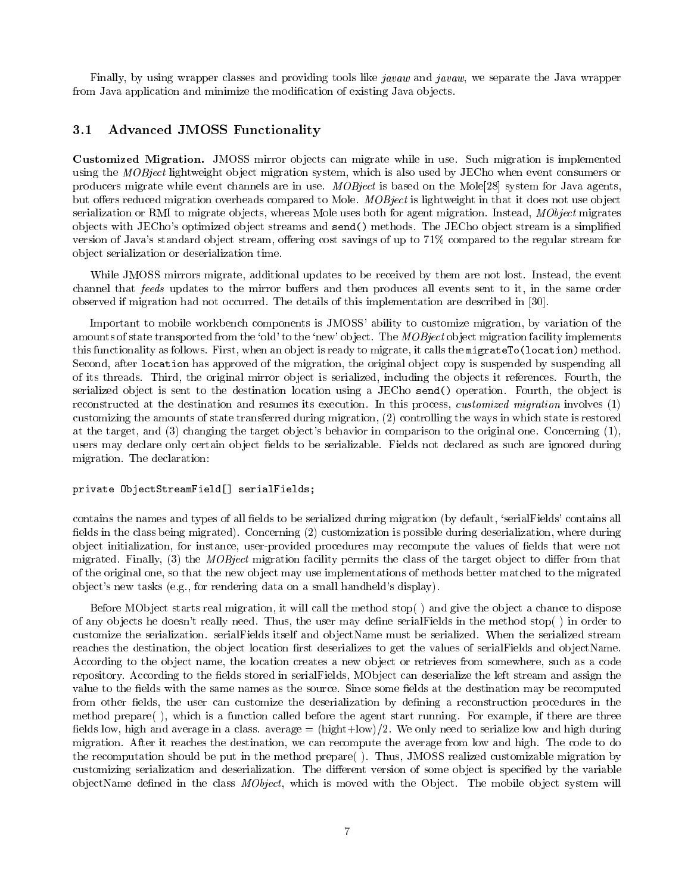Finally, by using wrapper classes and providing tools like *javaw* and *javaw*, we separate the Java wrapper from Java application and minimize the modification of existing Java objects.

## 3.1 Advanced JMOSS Functionality

**Customized Migration.** JMOSS mirror objects can migrate while in use. Such migration is implemented using the *MOBject* lightweight object migration system, which is also used by JECho when event consumers or producers migrate while event channels are in use. *MOBject* is based on the Mole[28] system for Java agents, but offers reduced migration overheads compared to Mole. *MOBject* is lightweight in that it does not use object serialization or RMI to migrate objects, whereas Mole uses both for agent migration. Instead, *MObject* migrates objects with JECho's optimized object streams and `send()` methods. The JECho object stream is a simplified version of Java's standard object stream, offering cost savings of up to 71% compared to the regular stream for object serialization or deserialization time.

While JMOSS mirrors migrate, additional updates to be received by them are not lost. Instead, the event channel that *feeds* updates to the mirror buffers and then produces all events sent to it, in the same order observed if migration had not occurred. The details of this implementation are described in [30].

Important to mobile workbench components is JMOSS' ability to customize migration, by variation of the amounts of state transported from the 'old' to the 'new' object. The *MOBject* object migration facility implements this functionality as follows. First, when an object is ready to migrate, it calls the `migrateTo(location)` method. Second, after `location` has approved of the migration, the original object copy is suspended by suspending all of its threads. Third, the original mirror object is serialized, including the objects it references. Fourth, the serialized object is sent to the destination location using a JECho `send()` operation. Fourth, the object is reconstructed at the destination and resumes its execution. In this process, *customized migration* involves (1) customizing the amounts of state transferred during migration, (2) controlling the ways in which state is restored at the target, and (3) changing the target object's behavior in comparison to the original one. Concerning (1), users may declare only certain object fields to be serializable. Fields not declared as such are ignored during migration. The declaration:

```
private ObjectStreamField[] serialFields;
```

contains the names and types of all fields to be serialized during migration (by default, 'serialFields' contains all fields in the class being migrated). Concerning (2) customization is possible during deserialization, where during object initialization, for instance, user-provided procedures may recompute the values of fields that were not migrated. Finally, (3) the *MOBject* migration facility permits the class of the target object to differ from that of the original one, so that the new object may use implementations of methods better matched to the migrated object's new tasks (e.g., for rendering data on a small handheld's display).

Before MObject starts real migration, it will call the method stop( ) and give the object a chance to dispose of any objects he doesn't really need. Thus, the user may define serialFields in the method stop( ) in order to customize the serialization. serialFields itself and objectName must be serialized. When the serialized stream reaches the destination, the object location first deserializes to get the values of serialFields and objectName. According to the object name, the location creates a new object or retrieves from somewhere, such as a code repository. According to the fields stored in serialFields, MObject can deserialize the left stream and assign the value to the fields with the same names as the source. Since some fields at the destination may be recomputed from other fields, the user can customize the deserialization by defining a reconstruction procedures in the method prepare( ), which is a function called before the agent start running. For example, if there are three fields low, high and average in a class. average = (hight+low)/2. We only need to serialize low and high during migration. After it reaches the destination, we can recompute the average from low and high. The code to do the recomputation should be put in the method prepare( ). Thus, JMOSS realized customizable migration by customizing serialization and deserialization. The different version of some object is specified by the variable objectName defined in the class *MObject*, which is moved with the Object. The mobile object system will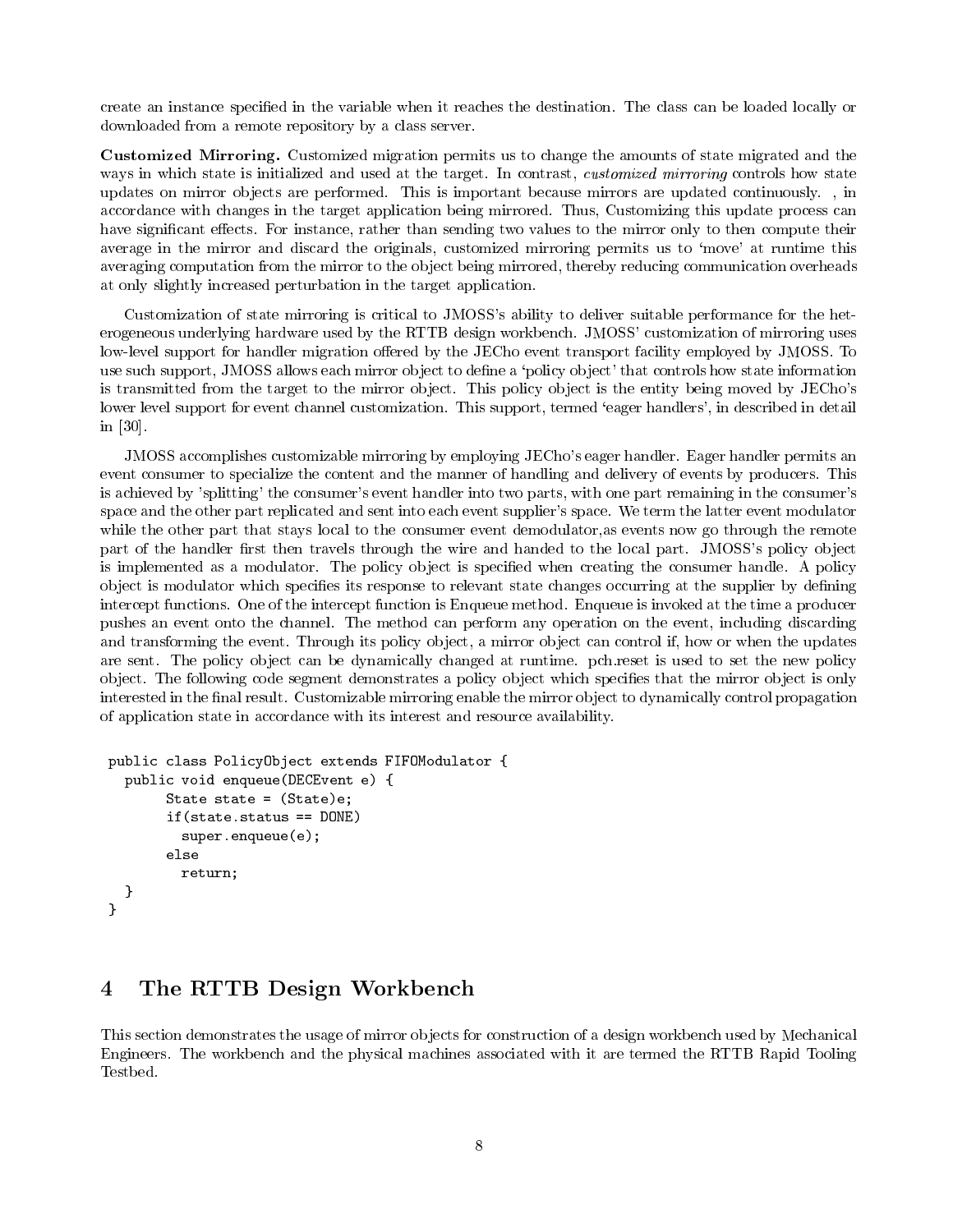create an instance specified in the variable when it reaches the destination. The class can be loaded locally or downloaded from a remote repository by a class server.

**Customized Mirroring.** Customized migration permits us to change the amounts of state migrated and the ways in which state is initialized and used at the target. In contrast, *customized mirroring* controls how state updates on mirror objects are performed. This is important because mirrors are updated continuously. , in accordance with changes in the target application being mirrored. Thus, Customizing this update process can have significant effects. For instance, rather than sending two values to the mirror only to then compute their average in the mirror and discard the originals, customized mirroring permits us to 'move' at runtime this averaging computation from the mirror to the object being mirrored, thereby reducing communication overheads at only slightly increased perturbation in the target application.

Customization of state mirroring is critical to JMOSS's ability to deliver suitable performance for the heterogeneous underlying hardware used by the RTTB design workbench. JMOSS' customization of mirroring uses low-level support for handler migration offered by the JECho event transport facility employed by JMOSS. To use such support, JMOSS allows each mirror object to define a 'policy object' that controls how state information is transmitted from the target to the mirror object. This policy object is the entity being moved by JECho's lower level support for event channel customization. This support, termed 'eager handlers', in described in detail in [30].

JMOSS accomplishes customizable mirroring by employing JECho's eager handler. Eager handler permits an event consumer to specialize the content and the manner of handling and delivery of events by producers. This is achieved by 'splitting' the consumer's event handler into two parts, with one part remaining in the consumer's space and the other part replicated and sent into each event supplier's space. We term the latter event modulator while the other part that stays local to the consumer event demodulator,as events now go through the remote part of the handler first then travels through the wire and handed to the local part. JMOSS's policy object is implemented as a modulator. The policy object is specified when creating the consumer handle. A policy object is modulator which specifies its response to relevant state changes occurring at the supplier by defining intercept functions. One of the intercept function is Enqueue method. Enqueue is invoked at the time a producer pushes an event onto the channel. The method can perform any operation on the event, including discarding and transforming the event. Through its policy object, a mirror object can control if, how or when the updates are sent. The policy object can be dynamically changed at runtime. pch.reset is used to set the new policy object. The following code segment demonstrates a policy object which specifies that the mirror object is only interested in the final result. Customizable mirroring enable the mirror object to dynamically control propagation of application state in accordance with its interest and resource availability.

```
public class PolicyObject extends FIFOModulator {
  public void enqueue(DECEvent e) {
       State state = (State)e;
       if(state.status == DONE)
         super.enqueue(e);
       else
         return;
  }
}
```

# 4 The RTTB Design Workbench

This section demonstrates the usage of mirror objects for construction of a design workbench used by Mechanical Engineers. The workbench and the physical machines associated with it are termed the RTTB Rapid Tooling Testbed.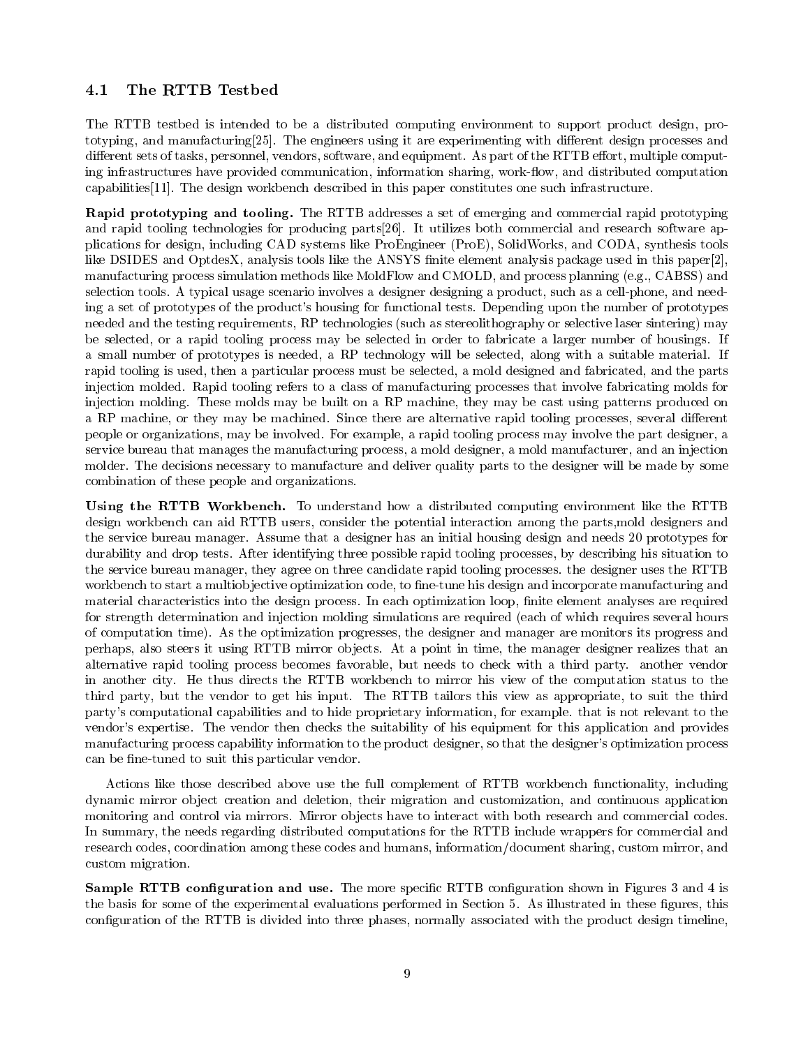### 4.1 The RTTB Testbed

The RTTB testbed is intended to be a distributed computing environment to support product design, prototyping, and manufacturing[25]. The engineers using it are experimenting with different design processes and different sets of tasks, personnel, vendors, software, and equipment. As part of the RTTB effort, multiple computing infrastructures have provided communication, information sharing, work-flow, and distributed computation capabilities[11]. The design workbench described in this paper constitutes one such infrastructure.

**Rapid prototyping and tooling.** The RTTB addresses a set of emerging and commercial rapid prototyping and rapid tooling technologies for producing parts[26]. It utilizes both commercial and research software applications for design, including CAD systems like ProEngineer (ProE), SolidWorks, and CODA, synthesis tools like DSIDES and OptdesX, analysis tools like the ANSYS finite element analysis package used in this paper[2], manufacturing process simulation methods like MoldFlow and CMOLD, and process planning (e.g., CABSS) and selection tools. A typical usage scenario involves a designer designing a product, such as a cell-phone, and needing a set of prototypes of the product's housing for functional tests. Depending upon the number of prototypes needed and the testing requirements, RP technologies (such as stereolithography or selective laser sintering) may be selected, or a rapid tooling process may be selected in order to fabricate a larger number of housings. If a small number of prototypes is needed, a RP technology will be selected, along with a suitable material. If rapid tooling is used, then a particular process must be selected, a mold designed and fabricated, and the parts injection molded. Rapid tooling refers to a class of manufacturing processes that involve fabricating molds for injection molding. These molds may be built on a RP machine, they may be cast using patterns produced on a RP machine, or they may be machined. Since there are alternative rapid tooling processes, several different people or organizations, may be involved. For example, a rapid tooling process may involve the part designer, a service bureau that manages the manufacturing process, a mold designer, a mold manufacturer, and an injection molder. The decisions necessary to manufacture and deliver quality parts to the designer will be made by some combination of these people and organizations.

**Using the RTTB Workbench.** To understand how a distributed computing environment like the RTTB design workbench can aid RTTB users, consider the potential interaction among the parts,mold designers and the service bureau manager. Assume that a designer has an initial housing design and needs 20 prototypes for durability and drop tests. After identifying three possible rapid tooling processes, by describing his situation to the service bureau manager, they agree on three candidate rapid tooling processes. the designer uses the RTTB workbench to start a multiobjective optimization code, to fine-tune his design and incorporate manufacturing and material characteristics into the design process. In each optimization loop, finite element analyses are required for strength determination and injection molding simulations are required (each of which requires several hours of computation time). As the optimization progresses, the designer and manager are monitors its progress and perhaps, also steers it using RTTB mirror objects. At a point in time, the manager designer realizes that an alternative rapid tooling process becomes favorable, but needs to check with a third party. another vendor in another city. He thus directs the RTTB workbench to mirror his view of the computation status to the third party, but the vendor to get his input. The RTTB tailors this view as appropriate, to suit the third party's computational capabilities and to hide proprietary information, for example. that is not relevant to the vendor's expertise. The vendor then checks the suitability of his equipment for this application and provides manufacturing process capability information to the product designer, so that the designer's optimization process can be fine-tuned to suit this particular vendor.

Actions like those described above use the full complement of RTTB workbench functionality, including dynamic mirror object creation and deletion, their migration and customization, and continuous application monitoring and control via mirrors. Mirror objects have to interact with both research and commercial codes. In summary, the needs regarding distributed computations for the RTTB include wrappers for commercial and research codes, coordination among these codes and humans, information/document sharing, custom mirror, and custom migration.

**Sample RTTB configuration and use.** The more specific RTTB configuration shown in Figures 3 and 4 is the basis for some of the experimental evaluations performed in Section 5. As illustrated in these figures, this configuration of the RTTB is divided into three phases, normally associated with the product design timeline,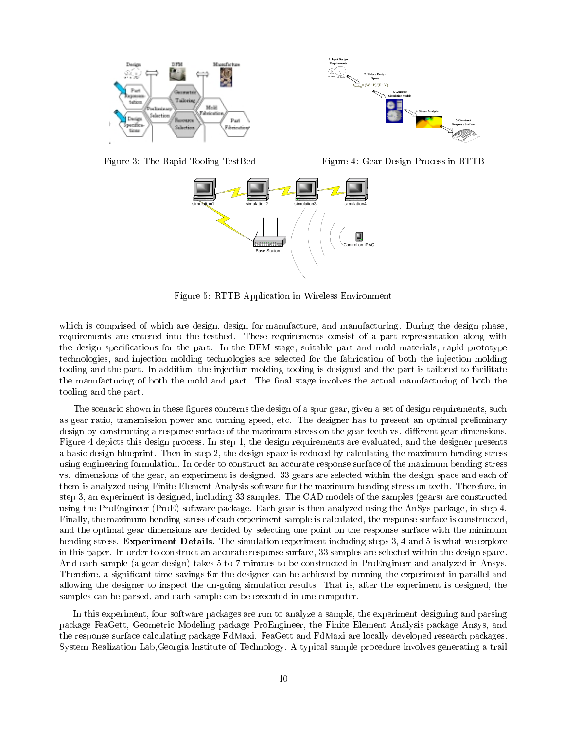Figure 3: The Rapid Tooling TestBed

Figure 4: Gear Design Process in RTTB

Figure 5: RTTB Application in Wireless Environment

which is comprised of which are design, design for manufacture, and manufacturing. During the design phase, requirements are entered into the testbed. These requirements consist of a part representation along with the design specifications for the part. In the DFM stage, suitable part and mold materials, rapid prototype technologies, and injection molding technologies are selected for the fabrication of both the injection molding tooling and the part. In addition, the injection molding tooling is designed and the part is tailored to facilitate the manufacturing of both the mold and part. The final stage involves the actual manufacturing of both the tooling and the part.

The scenario shown in these figures concerns the design of a spur gear, given a set of design requirements, such as gear ratio, transmission power and turning speed, etc. The designer has to present an optimal preliminary design by constructing a response surface of the maximum stress on the gear teeth vs. different gear dimensions. Figure 4 depicts this design process. In step 1, the design requirements are evaluated, and the designer presents a basic design blueprint. Then in step 2, the design space is reduced by calculating the maximum bending stress using engineering formulation. In order to construct an accurate response surface of the maximum bending stress vs. dimensions of the gear, an experiment is designed. 33 gears are selected within the design space and each of them is analyzed using Finite Element Analysis software for the maximum bending stress on teeth. Therefore, in step 3, an experiment is designed, including 33 samples. The CAD models of the samples (gears) are constructed using the ProEngineer (ProE) software package. Each gear is then analyzed using the AnSys package, in step 4. Finally, the maximum bending stress of each experiment sample is calculated, the response surface is constructed, and the optimal gear dimensions are decided by selecting one point on the response surface with the minimum bending stress. **Experiment Details.** The simulation experiment including steps 3, 4 and 5 is what we explore in this paper. In order to construct an accurate response surface, 33 samples are selected within the design space. And each sample (a gear design) takes 5 to 7 minutes to be constructed in ProEngineer and analyzed in Ansys. Therefore, a significant time savings for the designer can be achieved by running the experiment in parallel and allowing the designer to inspect the on-going simulation results. That is, after the experiment is designed, the samples can be parsed, and each sample can be executed in one computer.

In this experiment, four software packages are run to analyze a sample, the experiment designing and parsing package FeaGett, Geometric Modeling package ProEngineer, the Finite Element Analysis package Ansys, and the response surface calculating package FdMaxi. FeaGett and FdMaxi are locally developed research packages. System Realization Lab,Georgia Institute of Technology. A typical sample procedure involves generating a trail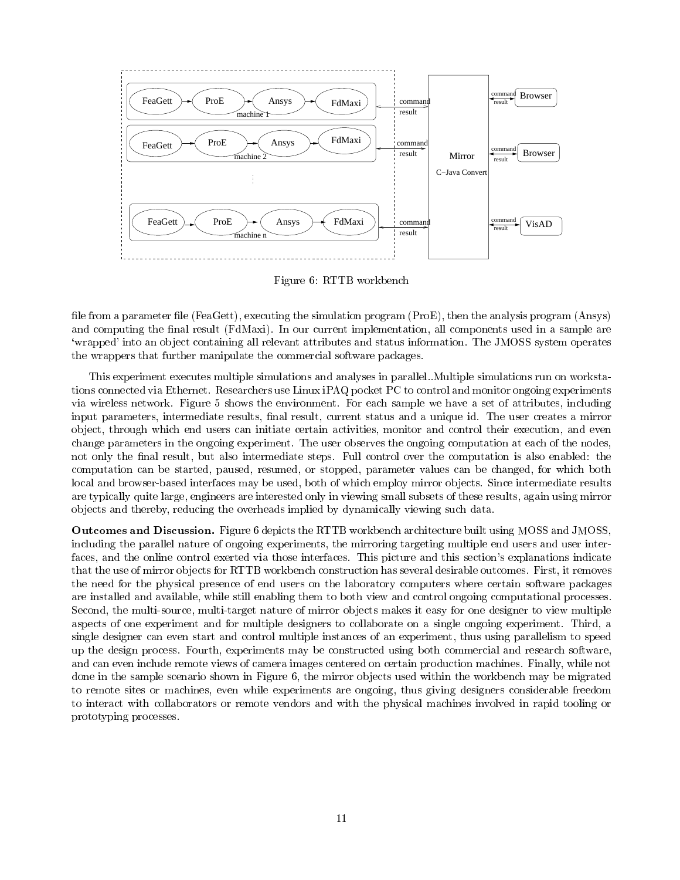Figure 6: RTTB workbench

file from a parameter file (FeaGett), executing the simulation program (ProE), then the analysis program (Ansys) and computing the final result (FdMaxi). In our current implementation, all components used in a sample are 'wrapped' into an object containing all relevant attributes and status information. The JMOSS system operates the wrappers that further manipulate the commercial software packages.

This experiment executes multiple simulations and analyses in parallel..Multiple simulations run on workstations connected via Ethernet. Researchers use Linux iPAQ pocket PC to control and monitor ongoing experiments via wireless network. Figure 5 shows the environment. For each sample we have a set of attributes, including input parameters, intermediate results, final result, current status and a unique id. The user creates a mirror object, through which end users can initiate certain activities, monitor and control their execution, and even change parameters in the ongoing experiment. The user observes the ongoing computation at each of the nodes, not only the final result, but also intermediate steps. Full control over the computation is also enabled: the computation can be started, paused, resumed, or stopped, parameter values can be changed, for which both local and browser-based interfaces may be used, both of which employ mirror objects. Since intermediate results are typically quite large, engineers are interested only in viewing small subsets of these results, again using mirror objects and thereby, reducing the overheads implied by dynamically viewing such data.

**Outcomes and Discussion.** Figure 6 depicts the RTTB workbench architecture built using MOSS and JMOSS, including the parallel nature of ongoing experiments, the mirroring targeting multiple end users and user interfaces, and the online control exerted via those interfaces. This picture and this section's explanations indicate that the use of mirror objects for RTTB workbench construction has several desirable outcomes. First, it removes the need for the physical presence of end users on the laboratory computers where certain software packages are installed and available, while still enabling them to both view and control ongoing computational processes. Second, the multi-source, multi-target nature of mirror objects makes it easy for one designer to view multiple aspects of one experiment and for multiple designers to collaborate on a single ongoing experiment. Third, a single designer can even start and control multiple instances of an experiment, thus using parallelism to speed up the design process. Fourth, experiments may be constructed using both commercial and research software, and can even include remote views of camera images centered on certain production machines. Finally, while not done in the sample scenario shown in Figure 6, the mirror objects used within the workbench may be migrated to remote sites or machines, even while experiments are ongoing, thus giving designers considerable freedom to interact with collaborators or remote vendors and with the physical machines involved in rapid tooling or prototyping processes.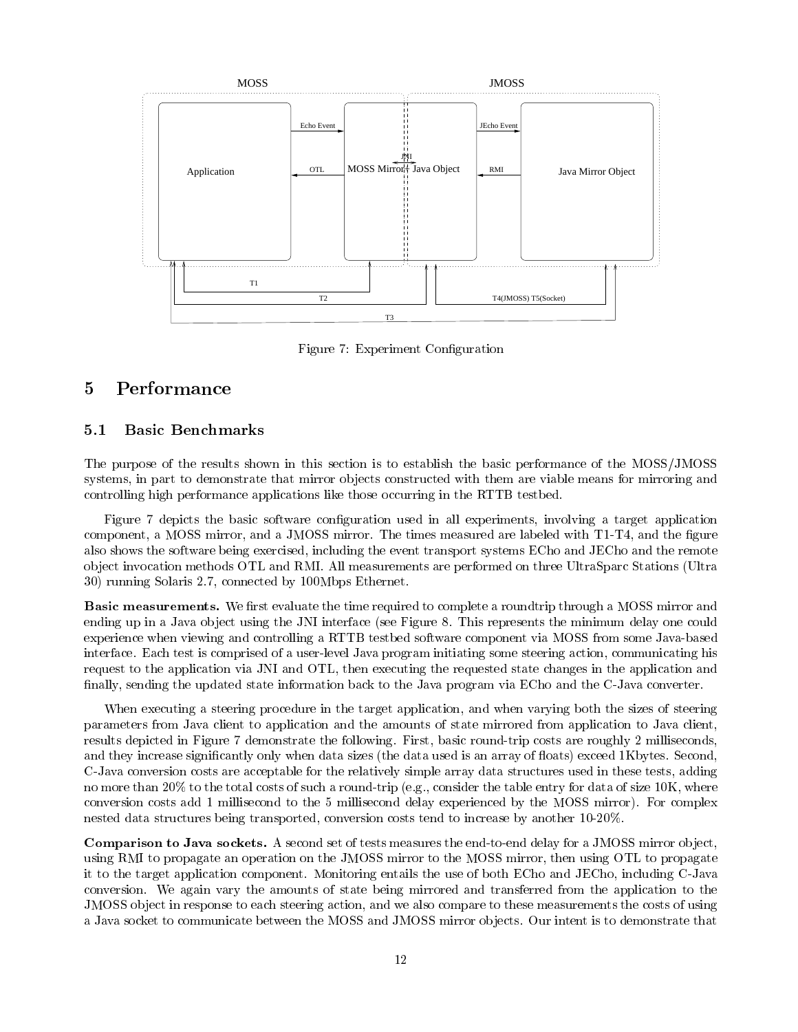Figure 7: Experiment Configuration

# 5 Performance

## 5.1 Basic Benchmarks

The purpose of the results shown in this section is to establish the basic performance of the MOSS/JMOSS systems, in part to demonstrate that mirror objects constructed with them are viable means for mirroring and controlling high performance applications like those occurring in the RTTB testbed.

Figure 7 depicts the basic software configuration used in all experiments, involving a target application component, a MOSS mirror, and a JMOSS mirror. The times measured are labeled with T1-T4, and the figure also shows the software being exercised, including the event transport systems ECho and JECho and the remote object invocation methods OTL and RMI. All measurements are performed on three UltraSparc Stations (Ultra 30) running Solaris 2.7, connected by 100Mbps Ethernet.

**Basic measurements.** We first evaluate the time required to complete a roundtrip through a MOSS mirror and ending up in a Java object using the JNI interface (see Figure 8. This represents the minimum delay one could experience when viewing and controlling a RTTB testbed software component via MOSS from some Java-based interface. Each test is comprised of a user-level Java program initiating some steering action, communicating his request to the application via JNI and OTL, then executing the requested state changes in the application and finally, sending the updated state information back to the Java program via ECho and the C-Java converter.

When executing a steering procedure in the target application, and when varying both the sizes of steering parameters from Java client to application and the amounts of state mirrored from application to Java client, results depicted in Figure 7 demonstrate the following. First, basic round-trip costs are roughly 2 milliseconds, and they increase significantly only when data sizes (the data used is an array of floats) exceed 1Kbytes. Second, C-Java conversion costs are acceptable for the relatively simple array data structures used in these tests, adding no more than 20% to the total costs of such a round-trip (e.g., consider the table entry for data of size 10K, where conversion costs add 1 millisecond to the 5 millisecond delay experienced by the MOSS mirror). For complex nested data structures being transported, conversion costs tend to increase by another 10-20%.

**Comparison to Java sockets.** A second set of tests measures the end-to-end delay for a JMOSS mirror object, using RMI to propagate an operation on the JMOSS mirror to the MOSS mirror, then using OTL to propagate it to the target application component. Monitoring entails the use of both ECho and JECho, including C-Java conversion. We again vary the amounts of state being mirrored and transferred from the application to the JMOSS object in response to each steering action, and we also compare to these measurements the costs of using a Java socket to communicate between the MOSS and JMOSS mirror objects. Our intent is to demonstrate that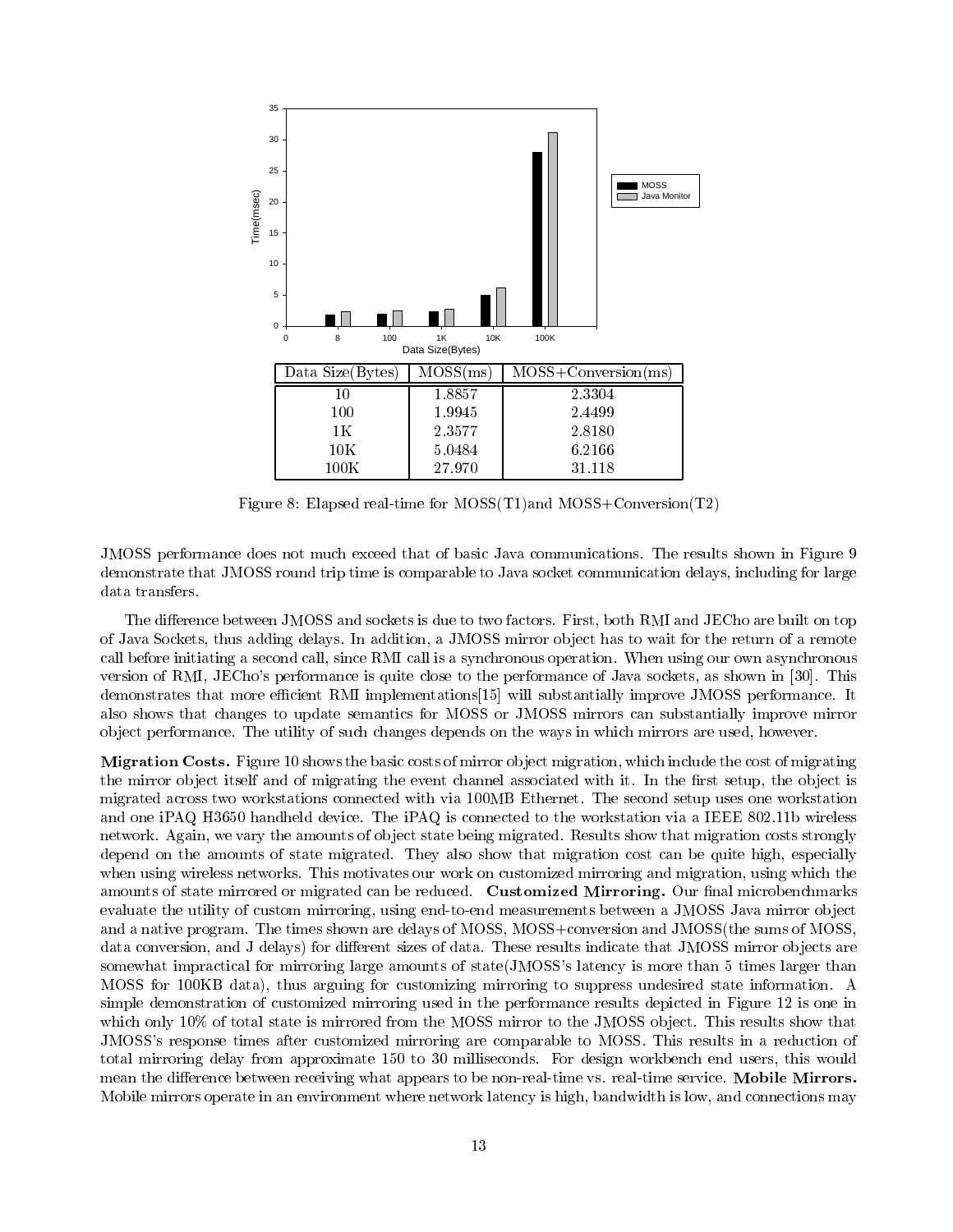| Data Size(Bytes) | MOSS(ms) | MOSS+Conversion(ms) |
|---|---|---|
| 10 | 1.8857 | 2.3304 |
| 100 | 1.9945 | 2.4499 |
| 1K | 2.3577 | 2.8180 |
| 10K | 5.0484 | 6.2166 |
| 100K | 27.970 | 31.118 |

Figure 8: Elapsed real-time for MOSS(T1)and MOSS+Conversion(T2)

JMOSS performance does not much exceed that of basic Java communications. The results shown in Figure 9 demonstrate that JMOSS round trip time is comparable to Java socket communication delays, including for large data transfers.

The difference between JMOSS and sockets is due to two factors. First, both RMI and JECho are built on top of Java Sockets, thus adding delays. In addition, a JMOSS mirror object has to wait for the return of a remote call before initiating a second call, since RMI call is a synchronous operation. When using our own asynchronous version of RMI, JECho's performance is quite close to the performance of Java sockets, as shown in [30]. This demonstrates that more efficient RMI implementations[15] will substantially improve JMOSS performance. It also shows that changes to update semantics for MOSS or JMOSS mirrors can substantially improve mirror object performance. The utility of such changes depends on the ways in which mirrors are used, however.

**Migration Costs.** Figure 10 shows the basic costs of mirror object migration, which include the cost of migrating the mirror object itself and of migrating the event channel associated with it. In the first setup, the object is migrated across two workstations connected with via 100MB Ethernet. The second setup uses one workstation and one iPAQ H3650 handheld device. The iPAQ is connected to the workstation via a IEEE 802.11b wireless network. Again, we vary the amounts of object state being migrated. Results show that migration costs strongly depend on the amounts of state migrated. They also show that migration cost can be quite high, especially when using wireless networks. This motivates our work on customized mirroring and migration, using which the amounts of state mirrored or migrated can be reduced. **Customized Mirroring.** Our final microbenchmarks evaluate the utility of custom mirroring, using end-to-end measurements between a JMOSS Java mirror object and a native program. The times shown are delays of MOSS, MOSS+conversion and JMOSS(the sums of MOSS, data conversion, and J delays) for different sizes of data. These results indicate that JMOSS mirror objects are somewhat impractical for mirroring large amounts of state(JMOSS's latency is more than 5 times larger than MOSS for 100KB data), thus arguing for customizing mirroring to suppress undesired state information. A simple demonstration of customized mirroring used in the performance results depicted in Figure 12 is one in which only 10% of total state is mirrored from the MOSS mirror to the JMOSS object. This results show that JMOSS's response times after customized mirroring are comparable to MOSS. This results in a reduction of total mirroring delay from approximate 150 to 30 milliseconds. For design workbench end users, this would mean the difference between receiving what appears to be non-real-time vs. real-time service. **Mobile Mirrors.** Mobile mirrors operate in an environment where network latency is high, bandwidth is low, and connections may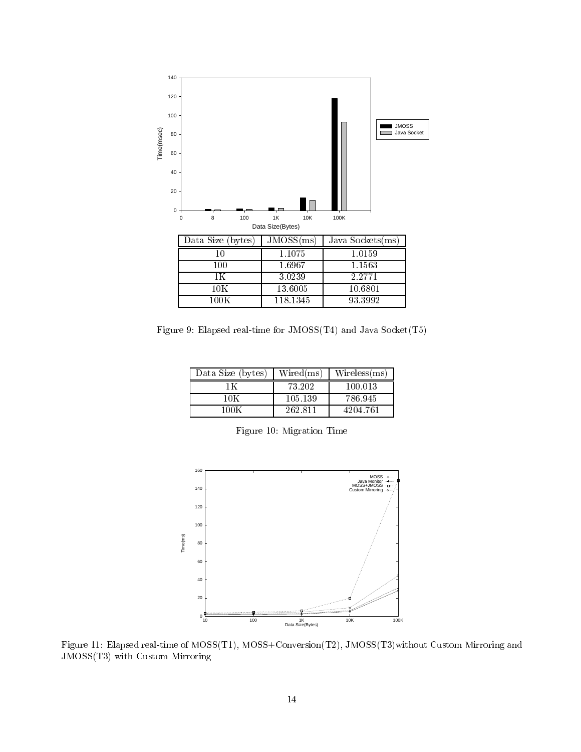| Data Size (bytes) | JMOSS(ms) | Java Sockets(ms) |
|---|---|---|
| 10 | 1.1075 | 1.0159 |
| 100 | 1.6967 | 1.1563 |
| 1K | 3.0239 | 2.2771 |
| 10K | 13.6005 | 10.6801 |
| 100K | 118.1345 | 93.3992 |

Figure 9: Elapsed real-time for JMOSS(T4) and Java Socket(T5)

| Data Size (bytes) | Wired(ms) | Wireless(ms) |
|---|---|---|
| 1K | 73.202 | 100.013 |
| 10K | 105.139 | 786.945 |
| 100K | 262.811 | 4204.761 |

Figure 10: Migration Time

Figure 11: Elapsed real-time of MOSS(T1), MOSS+Conversion(T2), JMOSS(T3)without Custom Mirroring and JMOSS(T3) with Custom Mirroring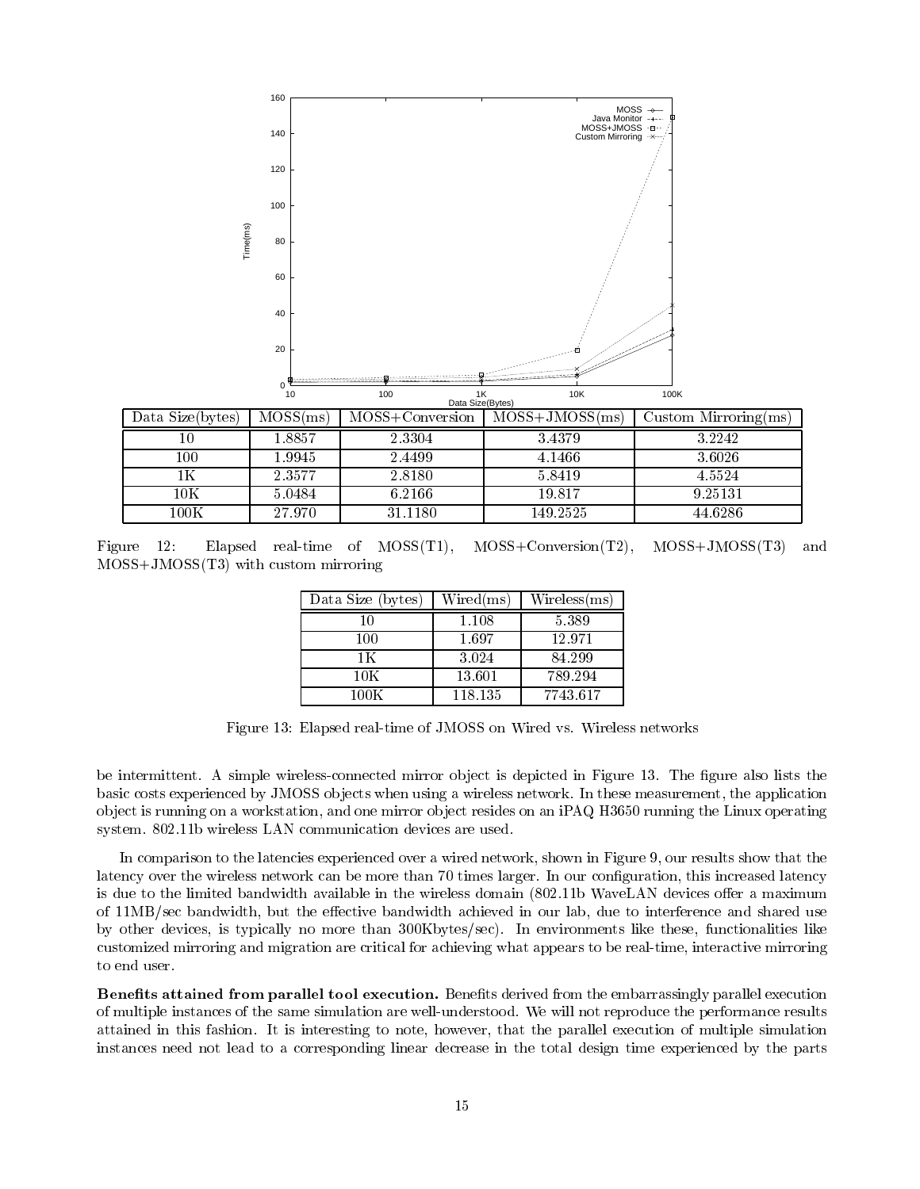| Data Size(bytes) | MOSS(ms) | MOSS+Conversion | MOSS+JMOSS(ms) | Custom Mirroring(ms) |
|---|---|---|---|---|
| 10 | 1.8857 | 2.3304 | 3.4379 | 3.2242 |
| 100 | 1.9945 | 2.4499 | 4.1466 | 3.6026 |
| 1K | 2.3577 | 2.8180 | 5.8419 | 4.5524 |
| 10K | 5.0484 | 6.2166 | 19.817 | 9.25131 |
| 100K | 27.970 | 31.1180 | 149.2525 | 44.6286 |

Figure 12: Elapsed real-time of MOSS(T1), MOSS+Conversion(T2), MOSS+JMOSS(T3) and MOSS+JMOSS(T3) with custom mirroring

| Data Size (bytes) | Wired(ms) | Wireless(ms) |
|---|---|---|
| 10 | 1.108 | 5.389 |
| 100 | 1.697 | 12.971 |
| 1K | 3.024 | 84.299 |
| 10K | 13.601 | 789.294 |
| 100K | 118.135 | 7743.617 |

Figure 13: Elapsed real-time of JMOSS on Wired vs. Wireless networks

be intermittent. A simple wireless-connected mirror object is depicted in Figure 13. The figure also lists the basic costs experienced by JMOSS objects when using a wireless network. In these measurement, the application object is running on a workstation, and one mirror object resides on an iPAQ H3650 running the Linux operating system. 802.11b wireless LAN communication devices are used.

In comparison to the latencies experienced over a wired network, shown in Figure 9, our results show that the latency over the wireless network can be more than 70 times larger. In our configuration, this increased latency is due to the limited bandwidth available in the wireless domain (802.11b WaveLAN devices offer a maximum of 11MB/sec bandwidth, but the effective bandwidth achieved in our lab, due to interference and shared use by other devices, is typically no more than 300Kbytes/sec). In environments like these, functionalities like customized mirroring and migration are critical for achieving what appears to be real-time, interactive mirroring to end user.

**Benefits attained from parallel tool execution.** Benefits derived from the embarrassingly parallel execution of multiple instances of the same simulation are well-understood. We will not reproduce the performance results attained in this fashion. It is interesting to note, however, that the parallel execution of multiple simulation instances need not lead to a corresponding linear decrease in the total design time experienced by the parts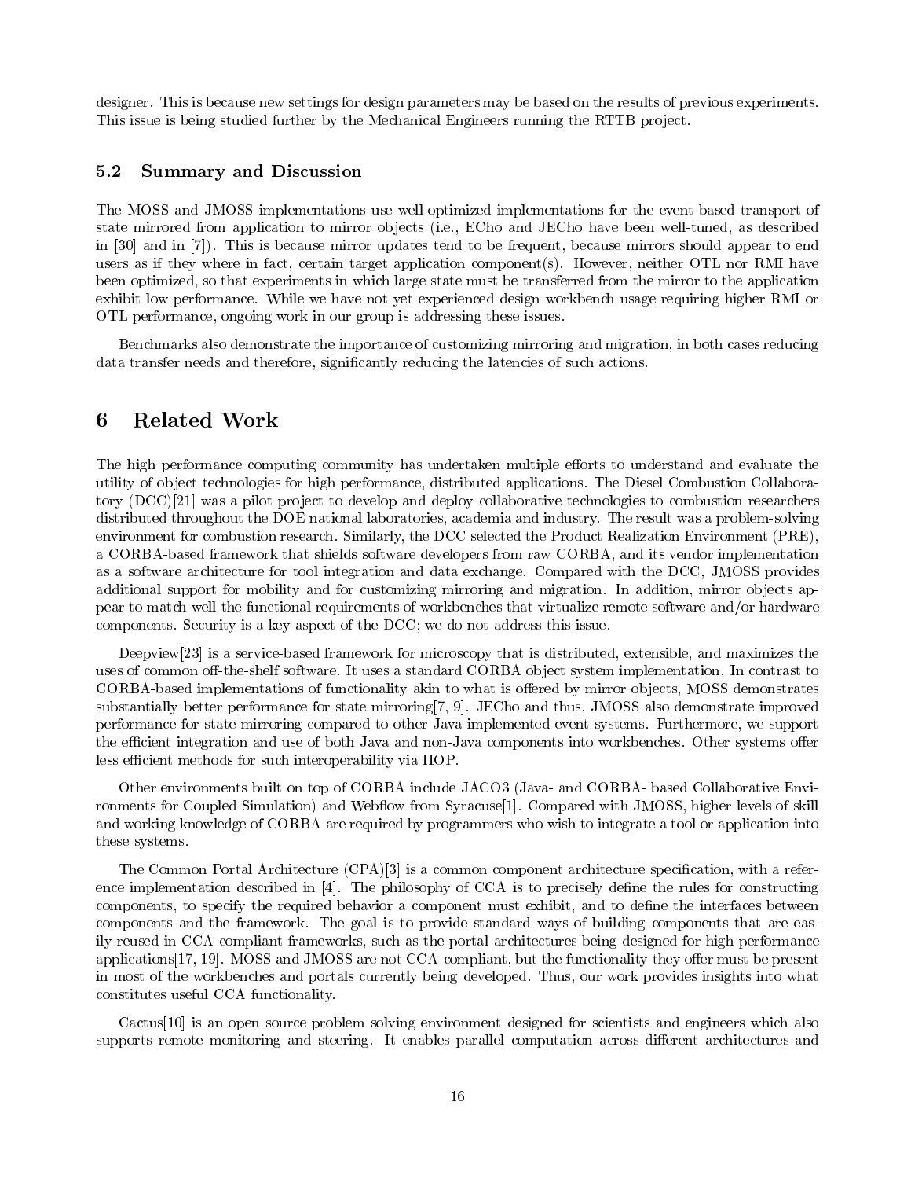designer. This is because new settings for design parameters may be based on the results of previous experiments. This issue is being studied further by the Mechanical Engineers running the RTTB project.

### 5.2 Summary and Discussion

The MOSS and JMOSS implementations use well-optimized implementations for the event-based transport of state mirrored from application to mirror objects (i.e., ECho and JECho have been well-tuned, as described in [30] and in [7]). This is because mirror updates tend to be frequent, because mirrors should appear to end users as if they where in fact, certain target application component(s). However, neither OTL nor RMI have been optimized, so that experiments in which large state must be transferred from the mirror to the application exhibit low performance. While we have not yet experienced design workbench usage requiring higher RMI or OTL performance, ongoing work in our group is addressing these issues.

Benchmarks also demonstrate the importance of customizing mirroring and migration, in both cases reducing data transfer needs and therefore, significantly reducing the latencies of such actions.

## 6 Related Work

The high performance computing community has undertaken multiple efforts to understand and evaluate the utility of object technologies for high performance, distributed applications. The Diesel Combustion Collaboratory (DCC)[21] was a pilot project to develop and deploy collaborative technologies to combustion researchers distributed throughout the DOE national laboratories, academia and industry. The result was a problem-solving environment for combustion research. Similarly, the DCC selected the Product Realization Environment (PRE), a CORBA-based framework that shields software developers from raw CORBA, and its vendor implementation as a software architecture for tool integration and data exchange. Compared with the DCC, JMOSS provides additional support for mobility and for customizing mirroring and migration. In addition, mirror objects appear to match well the functional requirements of workbenches that virtualize remote software and/or hardware components. Security is a key aspect of the DCC; we do not address this issue.

Deepview[23] is a service-based framework for microscopy that is distributed, extensible, and maximizes the uses of common off-the-shelf software. It uses a standard CORBA object system implementation. In contrast to CORBA-based implementations of functionality akin to what is offered by mirror objects, MOSS demonstrates substantially better performance for state mirroring[7, 9]. JECho and thus, JMOSS also demonstrate improved performance for state mirroring compared to other Java-implemented event systems. Furthermore, we support the efficient integration and use of both Java and non-Java components into workbenches. Other systems offer less efficient methods for such interoperability via IIOP.

Other environments built on top of CORBA include JACO3 (Java- and CORBA- based Collaborative Environments for Coupled Simulation) and Webflow from Syracuse[1]. Compared with JMOSS, higher levels of skill and working knowledge of CORBA are required by programmers who wish to integrate a tool or application into these systems.

The Common Portal Architecture (CPA)[3] is a common component architecture specification, with a reference implementation described in [4]. The philosophy of CCA is to precisely define the rules for constructing components, to specify the required behavior a component must exhibit, and to define the interfaces between components and the framework. The goal is to provide standard ways of building components that are easily reused in CCA-compliant frameworks, such as the portal architectures being designed for high performance applications[17, 19]. MOSS and JMOSS are not CCA-compliant, but the functionality they offer must be present in most of the workbenches and portals currently being developed. Thus, our work provides insights into what constitutes useful CCA functionality.

Cactus[10] is an open source problem solving environment designed for scientists and engineers which also supports remote monitoring and steering. It enables parallel computation across different architectures and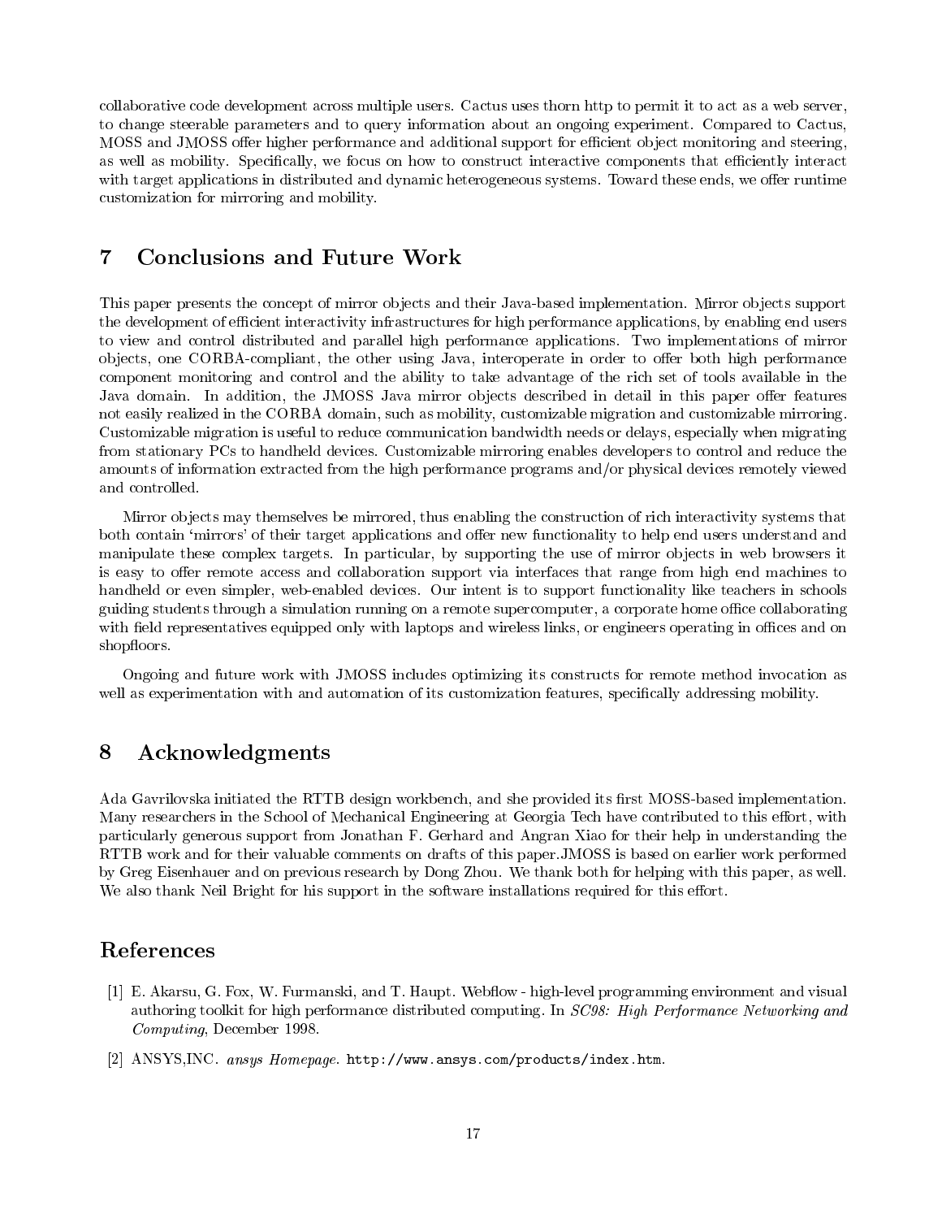collaborative code development across multiple users. Cactus uses thorn http to permit it to act as a web server, to change steerable parameters and to query information about an ongoing experiment. Compared to Cactus, MOSS and JMOSS offer higher performance and additional support for efficient object monitoring and steering, as well as mobility. Specifically, we focus on how to construct interactive components that efficiently interact with target applications in distributed and dynamic heterogeneous systems. Toward these ends, we offer runtime customization for mirroring and mobility.

# 7 Conclusions and Future Work

This paper presents the concept of mirror objects and their Java-based implementation. Mirror objects support the development of efficient interactivity infrastructures for high performance applications, by enabling end users to view and control distributed and parallel high performance applications. Two implementations of mirror objects, one CORBA-compliant, the other using Java, interoperate in order to offer both high performance component monitoring and control and the ability to take advantage of the rich set of tools available in the Java domain. In addition, the JMOSS Java mirror objects described in detail in this paper offer features not easily realized in the CORBA domain, such as mobility, customizable migration and customizable mirroring. Customizable migration is useful to reduce communication bandwidth needs or delays, especially when migrating from stationary PCs to handheld devices. Customizable mirroring enables developers to control and reduce the amounts of information extracted from the high performance programs and/or physical devices remotely viewed and controlled.

Mirror objects may themselves be mirrored, thus enabling the construction of rich interactivity systems that both contain 'mirrors' of their target applications and offer new functionality to help end users understand and manipulate these complex targets. In particular, by supporting the use of mirror objects in web browsers it is easy to offer remote access and collaboration support via interfaces that range from high end machines to handheld or even simpler, web-enabled devices. Our intent is to support functionality like teachers in schools guiding students through a simulation running on a remote supercomputer, a corporate home office collaborating with field representatives equipped only with laptops and wireless links, or engineers operating in offices and on shopfloors.

Ongoing and future work with JMOSS includes optimizing its constructs for remote method invocation as well as experimentation with and automation of its customization features, specifically addressing mobility.

# 8 Acknowledgments

Ada Gavrilovska initiated the RTTB design workbench, and she provided its first MOSS-based implementation. Many researchers in the School of Mechanical Engineering at Georgia Tech have contributed to this effort, with particularly generous support from Jonathan F. Gerhard and Angran Xiao for their help in understanding the RTTB work and for their valuable comments on drafts of this paper.JMOSS is based on earlier work performed by Greg Eisenhauer and on previous research by Dong Zhou. We thank both for helping with this paper, as well. We also thank Neil Bright for his support in the software installations required for this effort.

# References

[1] E. Akarsu, G. Fox, W. Furmanski, and T. Haupt. Webflow - high-level programming environment and visual authoring toolkit for high performance distributed computing. In *SC98: High Performance Networking and Computing*, December 1998.

[2] ANSYS,INC. *ansys Homepage*. http://www.ansys.com/products/index.htm.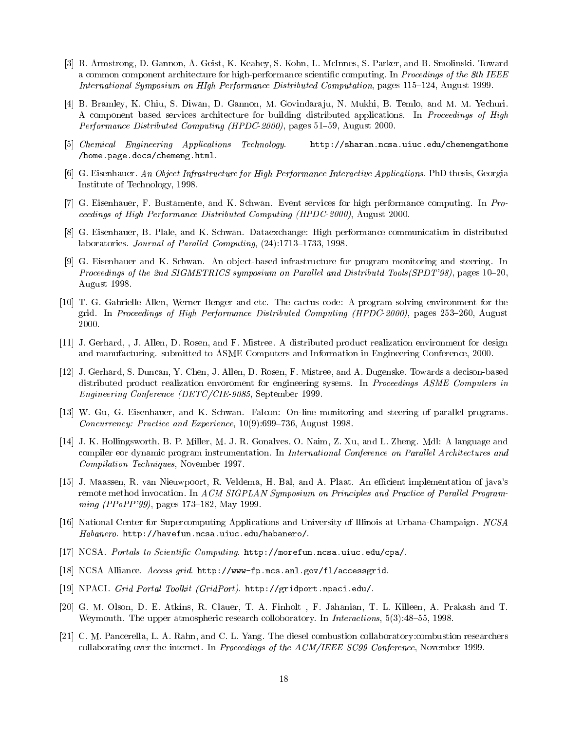[3] R. Armstrong, D. Gannon, A. Geist, K. Keahey, S. Kohn, L. McInnes, S. Parker, and B. Smolinski. Toward a common component architecture for high-performance scientific computing. In *Procedings of the 8th IEEE International Symposium on HIgh Performance Distributed Computation*, pages 115–124, August 1999.

[4] B. Bramley, K. Chiu, S. Diwan, D. Gannon, M. Govindaraju, N. Mukhi, B. Temlo, and M. M. Yechuri. A component based services architecture for building distributed applications. In *Proceedings of High Performance Distributed Computing (HPDC-2000)*, pages 51–59, August 2000.

[5] *Chemical Engineering Applications Technology*. `http://sharan.ncsa.uiuc.edu/chemengathome/home.page.docs/chemeng.html`.

[6] G. Eisenhauer. *An Object Infrastructure for High-Performance Interactive Applications*. PhD thesis, Georgia Institute of Technology, 1998.

[7] G. Eisenhauer, F. Bustamente, and K. Schwan. Event services for high performance computing. In *Proceedings of High Performance Distributed Computing (HPDC-2000)*, August 2000.

[8] G. Eisenhauer, B. Plale, and K. Schwan. Dataexchange: High performance communication in distributed laboratories. *Journal of Parallel Computing*, (24):1713–1733, 1998.

[9] G. Eisenhauer and K. Schwan. An object-based infrastructure for program monitoring and steering. In *Proceedings of the 2nd SIGMETRICS symposium on Parallel and Distributd Tools(SPDT'98)*, pages 10–20, August 1998.

[10] T. G. Gabrielle Allen, Werner Benger and etc. The cactus code: A program solving environment for the grid. In *Proceedings of High Performance Distributed Computing (HPDC-2000)*, pages 253–260, August 2000.

[11] J. Gerhard, , J. Allen, D. Rosen, and F. Mistree. A distributed product realization environment for design and manufacturing. submitted to ASME Computers and Information in Engineering Conference, 2000.

[12] J. Gerhard, S. Duncan, Y. Chen, J. Allen, D. Rosen, F. Mistree, and A. Dugenske. Towards a decison-based distributed product realization enviroment for engineering sysems. In *Proceedings ASME Computers in Engineering Conference (DETC/CIE-9085*, September 1999.

[13] W. Gu, G. Eisenhauer, and K. Schwan. Falcon: On-line monitoring and steering of parallel programs. *Concurrency: Practice and Experience*, 10(9):699–736, August 1998.

[14] J. K. Hollingsworth, B. P. Miller, M. J. R. Gonalves, O. Naim, Z. Xu, and L. Zheng. Mdl: A language and compiler eor dynamic program instrumentation. In *International Conference on Parallel Architectures and Compilation Techniques*, November 1997.

[15] J. Maassen, R. van Nieuwpoort, R. Veldema, H. Bal, and A. Plaat. An efficient implementation of java's remote method invocation. In *ACM SIGPLAN Symposium on Principles and Practice of Parallel Programming (PPoPP'99)*, pages 173–182, May 1999.

[16] National Center for Supercomputing Applications and University of Illinois at Urbana-Champaign. *NCSA Habanero*. `http://havefun.ncsa.uiuc.edu/habanero/`.

[17] NCSA. *Portals to Scientific Computing*. `http://morefun.ncsa.uiuc.edu/cpa/`.

[18] NCSA Alliance. *Access grid*. `http://www-fp.mcs.anl.gov/fl/accessgrid`.

[19] NPACI. *Grid Portal Toolkit (GridPort)*. `http://gridport.npaci.edu/`.

[20] G. M. Olson, D. E. Atkins, R. Clauer, T. A. Finholt , F. Jahanian, T. L. Killeen, A. Prakash and T. Weymouth. The upper atmospheric research colloboratory. In *Interactions*, 5(3):48–55, 1998.

[21] C. M. Pancerella, L. A. Rahn, and C. L. Yang. The diesel combustion collaboratory:combustion researchers collaborating over the internet. In *Proceedings of the ACM/IEEE SC99 Conference*, November 1999.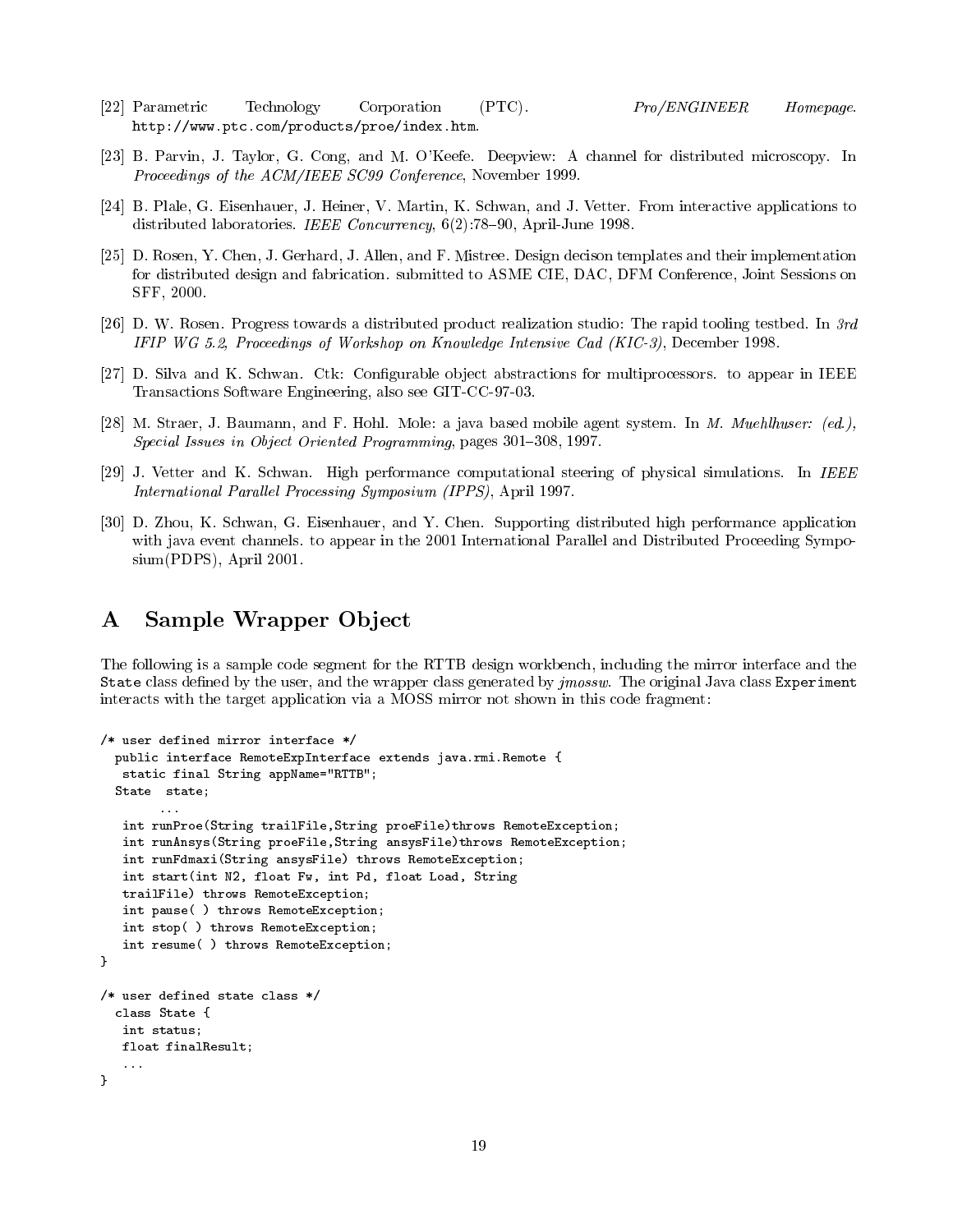[22] Parametric Technology Corporation (PTC). *Pro/ENGINEER Homepage*. http://www.ptc.com/products/proe/index.htm.

[23] B. Parvin, J. Taylor, G. Cong, and M. O'Keefe. Deepview: A channel for distributed microscopy. In *Proceedings of the ACM/IEEE SC99 Conference*, November 1999.

[24] B. Plale, G. Eisenhauer, J. Heiner, V. Martin, K. Schwan, and J. Vetter. From interactive applications to distributed laboratories. *IEEE Concurrency*, 6(2):78–90, April-June 1998.

[25] D. Rosen, Y. Chen, J. Gerhard, J. Allen, and F. Mistree. Design decison templates and their implementation for distributed design and fabrication. submitted to ASME CIE, DAC, DFM Conference, Joint Sessions on SFF, 2000.

[26] D. W. Rosen. Progress towards a distributed product realization studio: The rapid tooling testbed. In *3rd IFIP WG 5.2, Proceedings of Workshop on Knowledge Intensive Cad (KIC-3)*, December 1998.

[27] D. Silva and K. Schwan. Ctk: Configurable object abstractions for multiprocessors. to appear in IEEE Transactions Software Engineering, also see GIT-CC-97-03.

[28] M. Straer, J. Baumann, and F. Hohl. Mole: a java based mobile agent system. In *M. Muehlhuser: (ed.), Special Issues in Object Oriented Programming*, pages 301–308, 1997.

[29] J. Vetter and K. Schwan. High performance computational steering of physical simulations. In *IEEE International Parallel Processing Symposium (IPPS)*, April 1997.

[30] D. Zhou, K. Schwan, G. Eisenhauer, and Y. Chen. Supporting distributed high performance application with java event channels. to appear in the 2001 International Parallel and Distributed Proceeding Symposium(PDPS), April 2001.

# A Sample Wrapper Object

The following is a sample code segment for the RTTB design workbench, including the mirror interface and the `State` class defined by the user, and the wrapper class generated by *jmossw*. The original Java class `Experiment` interacts with the target application via a MOSS mirror not shown in this code fragment:

```
/* user defined mirror interface */
  public interface RemoteExpInterface extends java.rmi.Remote {
   static final String appName="RTTB";
  State  state;
        ...
   int runProe(String trailFile,String proeFile)throws RemoteException;
   int runAnsys(String proeFile,String ansysFile)throws RemoteException;
   int runFdmaxi(String ansysFile) throws RemoteException;
   int start(int N2, float Fw, int Pd, float Load, String
   trailFile) throws RemoteException;
   int pause( ) throws RemoteException;
   int stop( ) throws RemoteException;
   int resume( ) throws RemoteException;
}

/* user defined state class */
  class State {
   int status;
   float finalResult;
   ...
}
```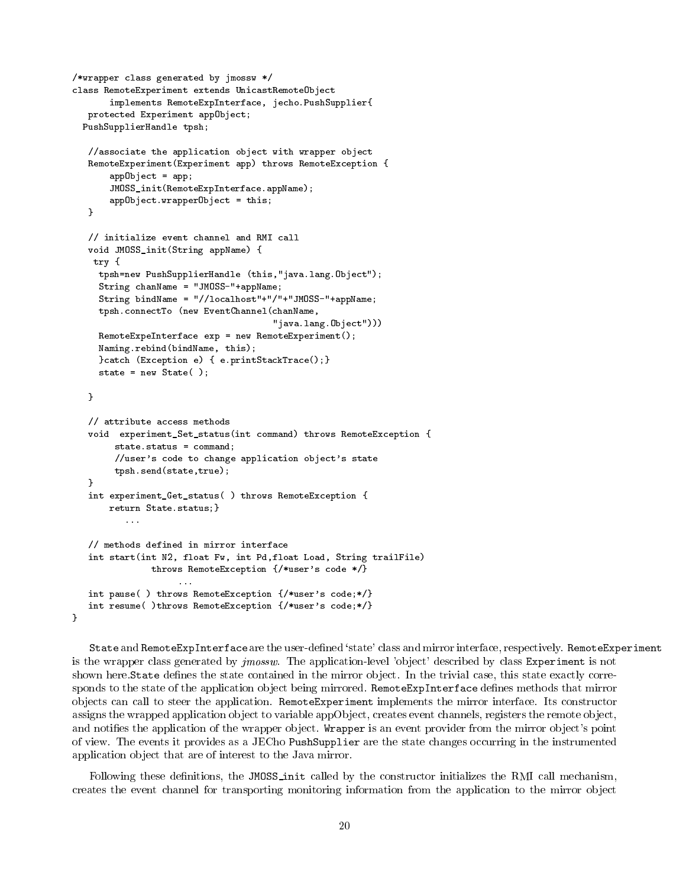```
/*wrapper class generated by jmossw */
class RemoteExperiment extends UnicastRemoteObject
       implements RemoteExpInterface, jecho.PushSupplier{
   protected Experiment appObject;
  PushSupplierHandle tpsh;

   //associate the application object with wrapper object
   RemoteExperiment(Experiment app) throws RemoteException {
       appObject = app;
       JMOSS_init(RemoteExpInterface.appName);
       appObject.wrapperObject = this;
   }

   // initialize event channel and RMI call
   void JMOSS_init(String appName) {
    try {
     tpsh=new PushSupplierHandle (this,"java.lang.Object");
     String chanName = "JMOSS-"+appName;
     String bindName = "//localhost"+"/"+"JMOSS-"+appName;
     tpsh.connectTo (new EventChannel(chanName,
                                  "java.lang.Object")))
     RemoteExpeInterface exp = new RemoteExperiment();
     Naming.rebind(bindName, this);
     }catch (Exception e) { e.printStackTrace();}
     state = new State( );

   }

   // attribute access methods
   void  experiment_Set_status(int command) throws RemoteException {
        state.status = command;
        //user's code to change application object's state
        tpsh.send(state,true);
   }
   int experiment_Get_status( ) throws RemoteException {
       return State.status;}
          ...

   // methods defined in mirror interface
   int start(int N2, float Fw, int Pd,float Load, String trailFile)
              throws RemoteException {/*user's code */}
                   ...
   int pause( ) throws RemoteException {/*user's code;*/}
   int resume( )throws RemoteException {/*user's code;*/}
}
```

`State` and `RemoteExpInterface` are the user-defined 'state' class and mirror interface, respectively. `RemoteExperiment` is the wrapper class generated by *jmossw*. The application-level 'object' described by class `Experiment` is not shown here.`State` defines the state contained in the mirror object. In the trivial case, this state exactly corresponds to the state of the application object being mirrored. `RemoteExpInterface` defines methods that mirror objects can call to steer the application. `RemoteExperiment` implements the mirror interface. Its constructor assigns the wrapped application object to variable appObject, creates event channels, registers the remote object, and notifies the application of the wrapper object. `Wrapper` is an event provider from the mirror object's point of view. The events it provides as a JECho `PushSupplier` are the state changes occurring in the instrumented application object that are of interest to the Java mirror.

Following these definitions, the `JMOSS_init` called by the constructor initializes the RMI call mechanism, creates the event channel for transporting monitoring information from the application to the mirror object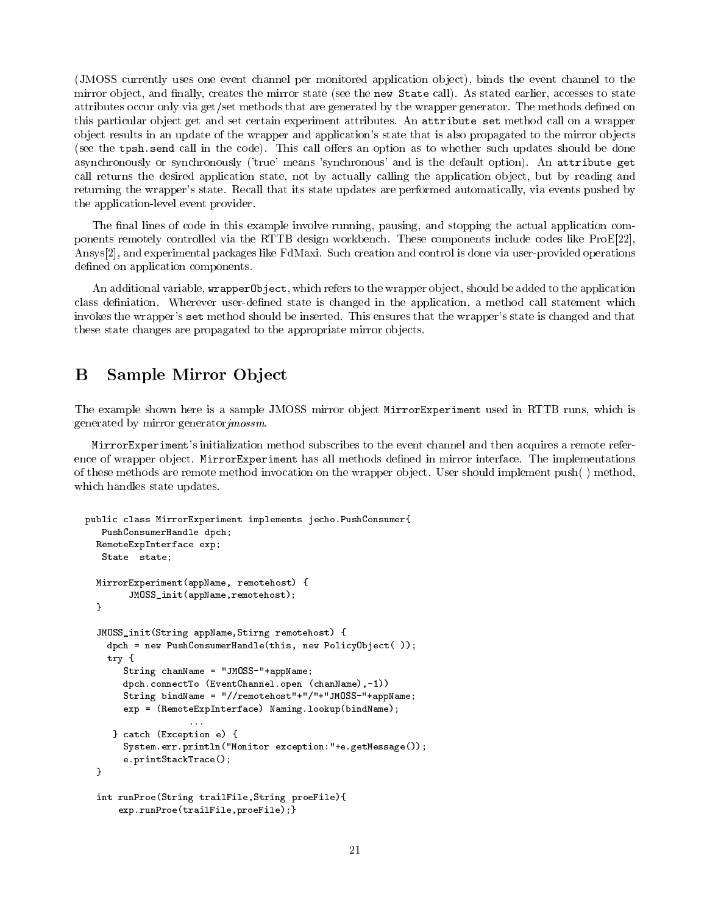(JMOSS currently uses one event channel per monitored application object), binds the event channel to the mirror object, and finally, creates the mirror state (see the `new State` call). As stated earlier, accesses to state attributes occur only via get/set methods that are generated by the wrapper generator. The methods defined on this particular object get and set certain experiment attributes. An `attribute set` method call on a wrapper object results in an update of the wrapper and application's state that is also propagated to the mirror objects (see the `tpsh.send` call in the code). This call offers an option as to whether such updates should be done asynchronously or synchronously ('true' means 'synchronous' and is the default option). An `attribute get` call returns the desired application state, not by actually calling the application object, but by reading and returning the wrapper's state. Recall that its state updates are performed automatically, via events pushed by the application-level event provider.

The final lines of code in this example involve running, pausing, and stopping the actual application components remotely controlled via the RTTB design workbench. These components include codes like ProE[22], Ansys[2], and experimental packages like FdMaxi. Such creation and control is done via user-provided operations defined on application components.

An additional variable, `wrapperObject`, which refers to the wrapper object, should be added to the application class definiation. Wherever user-defined state is changed in the application, a method call statement which invokes the wrapper's `set` method should be inserted. This ensures that the wrapper's state is changed and that these state changes are propagated to the appropriate mirror objects.

# B Sample Mirror Object

The example shown here is a sample JMOSS mirror object `MirrorExperiment` used in RTTB runs, which is generated by mirror generator*jmossm*.

`MirrorExperiment`'s initialization method subscribes to the event channel and then acquires a remote reference of wrapper object. `MirrorExperiment` has all methods defined in mirror interface. The implementations of these methods are remote method invocation on the wrapper object. User should implement push( ) method, which handles state updates.

```
public class MirrorExperiment implements jecho.PushConsumer{
    PushConsumerHandle dpch;
   RemoteExpInterface exp;
    State  state;

   MirrorExperiment(appName, remotehost) {
         JMOSS_init(appName,remotehost);
   }

   JMOSS_init(String appName,Stirng remotehost) {
     dpch = new PushConsumerHandle(this, new PolicyObject( ));
     try {
        String chanName = "JMOSS-"+appName;
        dpch.connectTo (EventChannel.open (chanName),-1))
        String bindName = "//remotehost"+"/"+"JMOSS-"+appName;
        exp = (RemoteExpInterface) Naming.lookup(bindName);
                    ...
      } catch (Exception e) {
        System.err.println("Monitor exception:"+e.getMessage());
        e.printStackTrace();
   }

   int runProe(String trailFile,String proeFile){
       exp.runProe(trailFile,proeFile);}
```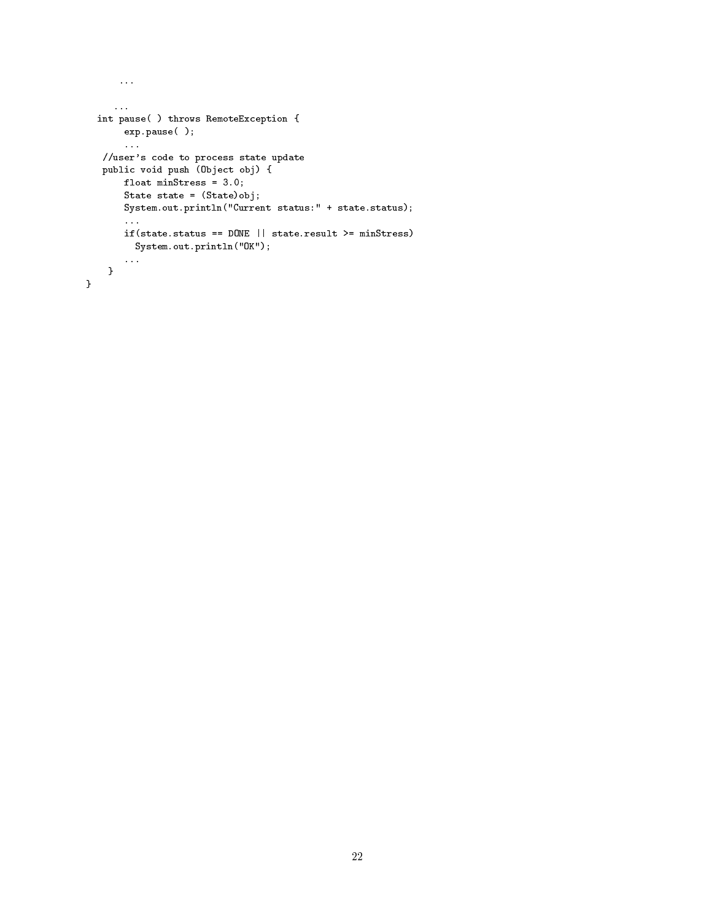```
      ...

     ...
  int pause( ) throws RemoteException {
       exp.pause( );
       ...
   //user's code to process state update
   public void push (Object obj) {
       float minStress = 3.0;
       State state = (State)obj;
       System.out.println("Current status:" + state.status);
       ...
       if(state.status == DONE || state.result >= minStress)
         System.out.println("OK");
       ...
    }
}
```